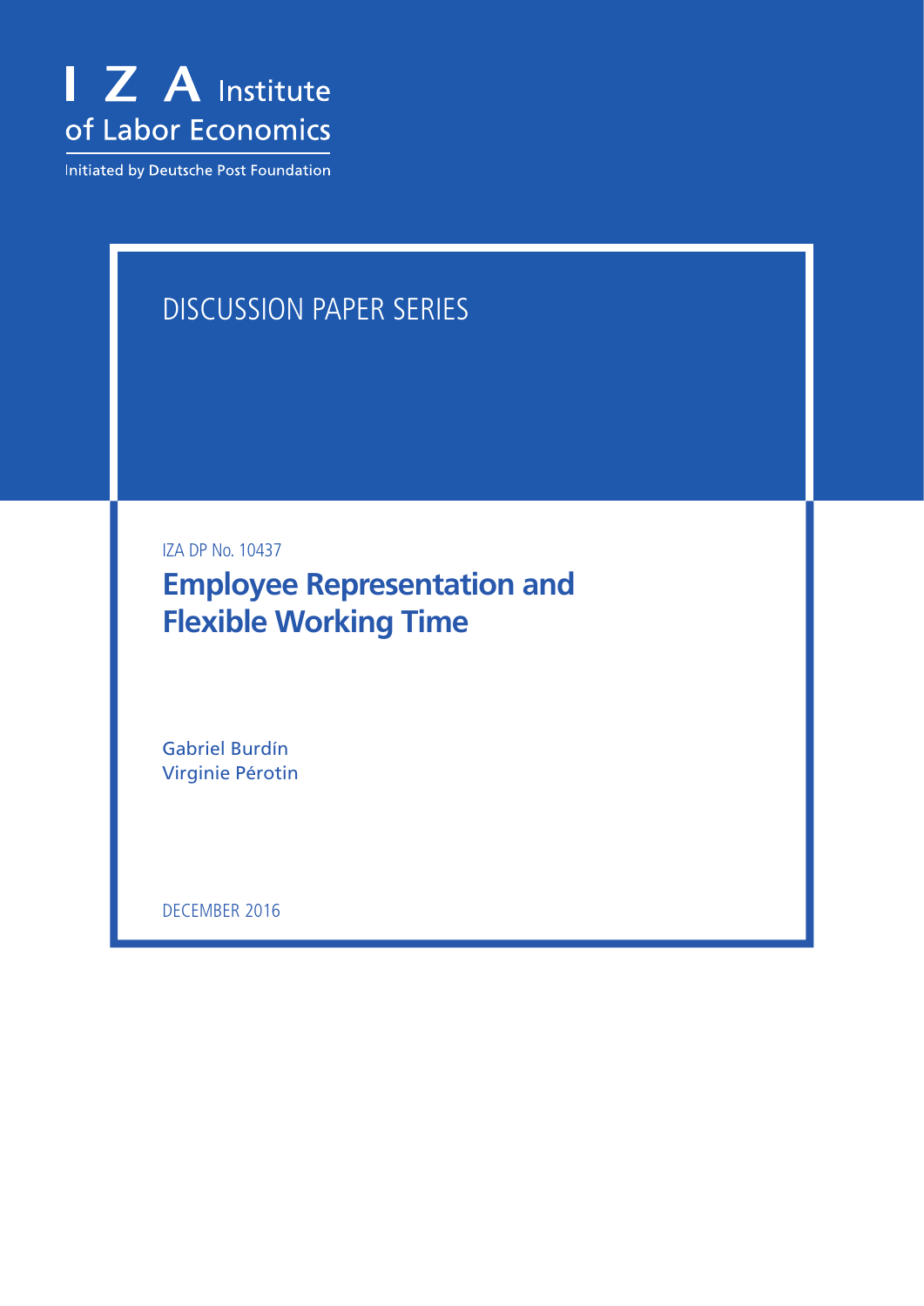I Z A Institute of Labor Economics

Initiated by Deutsche Post Foundation

DISCUSSION PAPER SERIES

IZA DP No. 10437

# Employee Representation and Flexible Working Time

Gabriel Burdín
Virginie Pérotin

DECEMBER 2016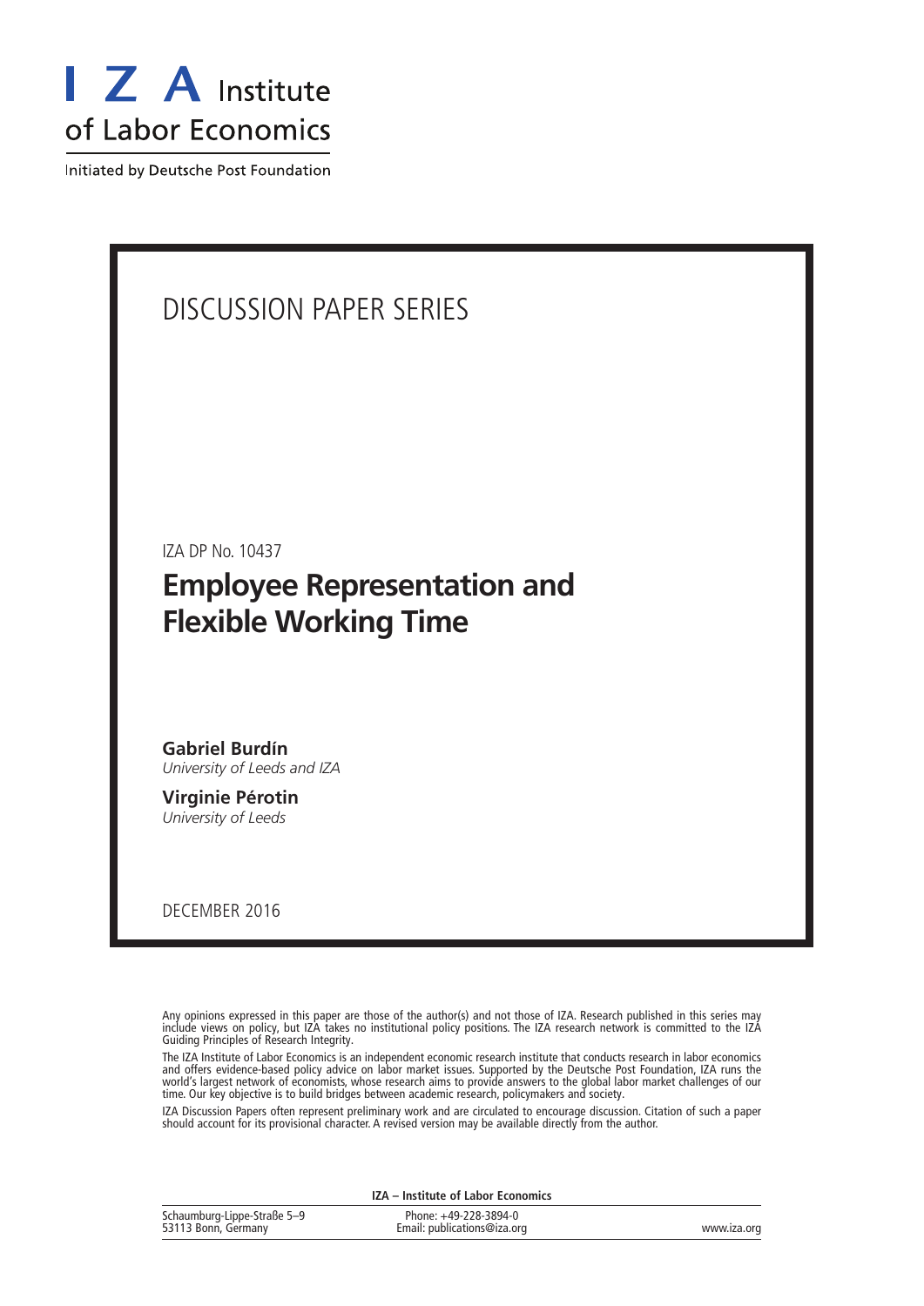I Z A Institute of Labor Economics

Initiated by Deutsche Post Foundation

# DISCUSSION PAPER SERIES

IZA DP No. 10437

## Employee Representation and Flexible Working Time

**Gabriel Burdín**
*University of Leeds and IZA*

**Virginie Pérotin**
*University of Leeds*

DECEMBER 2016

Any opinions expressed in this paper are those of the author(s) and not those of IZA. Research published in this series may include views on policy, but IZA takes no institutional policy positions. The IZA research network is committed to the IZA Guiding Principles of Research Integrity.

The IZA Institute of Labor Economics is an independent economic research institute that conducts research in labor economics and offers evidence-based policy advice on labor market issues. Supported by the Deutsche Post Foundation, IZA runs the world's largest network of economists, whose research aims to provide answers to the global labor market challenges of our time. Our key objective is to build bridges between academic research, policymakers and society.

IZA Discussion Papers often represent preliminary work and are circulated to encourage discussion. Citation of such a paper should account for its provisional character. A revised version may be available directly from the author.

**IZA – Institute of Labor Economics**

Schaumburg-Lippe-Straße 5–9
53113 Bonn, Germany

Phone: +49-228-3894-0
Email: publications@iza.org

www.iza.org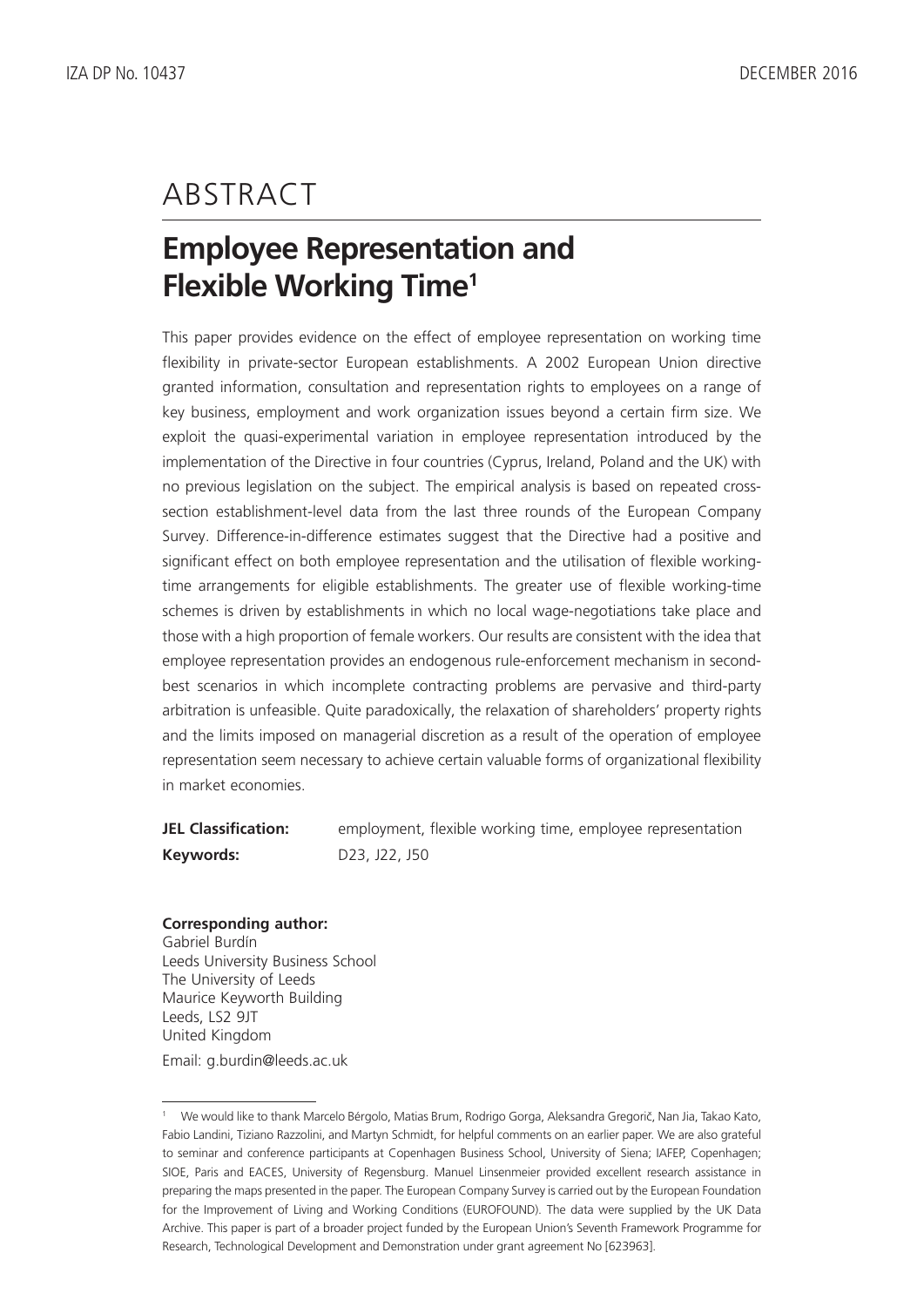# ABSTRACT

## Employee Representation and Flexible Working Time[1]

This paper provides evidence on the effect of employee representation on working time flexibility in private-sector European establishments. A 2002 European Union directive granted information, consultation and representation rights to employees on a range of key business, employment and work organization issues beyond a certain firm size. We exploit the quasi-experimental variation in employee representation introduced by the implementation of the Directive in four countries (Cyprus, Ireland, Poland and the UK) with no previous legislation on the subject. The empirical analysis is based on repeated cross-section establishment-level data from the last three rounds of the European Company Survey. Difference-in-difference estimates suggest that the Directive had a positive and significant effect on both employee representation and the utilisation of flexible working-time arrangements for eligible establishments. The greater use of flexible working-time schemes is driven by establishments in which no local wage-negotiations take place and those with a high proportion of female workers. Our results are consistent with the idea that employee representation provides an endogenous rule-enforcement mechanism in second-best scenarios in which incomplete contracting problems are pervasive and third-party arbitration is unfeasible. Quite paradoxically, the relaxation of shareholders' property rights and the limits imposed on managerial discretion as a result of the operation of employee representation seem necessary to achieve certain valuable forms of organizational flexibility in market economies.

**JEL Classification:** employment, flexible working time, employee representation

**Keywords:** D23, J22, J50

**Corresponding author:**
Gabriel Burdín
Leeds University Business School
The University of Leeds
Maurice Keyworth Building
Leeds, LS2 9JT
United Kingdom

Email: g.burdin@leeds.ac.uk

---

[1] We would like to thank Marcelo Bérgolo, Matias Brum, Rodrigo Gorga, Aleksandra Gregorič, Nan Jia, Takao Kato, Fabio Landini, Tiziano Razzolini, and Martyn Schmidt, for helpful comments on an earlier paper. We are also grateful to seminar and conference participants at Copenhagen Business School, University of Siena; IAFEP, Copenhagen; SIOE, Paris and EACES, University of Regensburg. Manuel Linsenmeier provided excellent research assistance in preparing the maps presented in the paper. The European Company Survey is carried out by the European Foundation for the Improvement of Living and Working Conditions (EUROFOUND). The data were supplied by the UK Data Archive. This paper is part of a broader project funded by the European Union's Seventh Framework Programme for Research, Technological Development and Demonstration under grant agreement No [623963].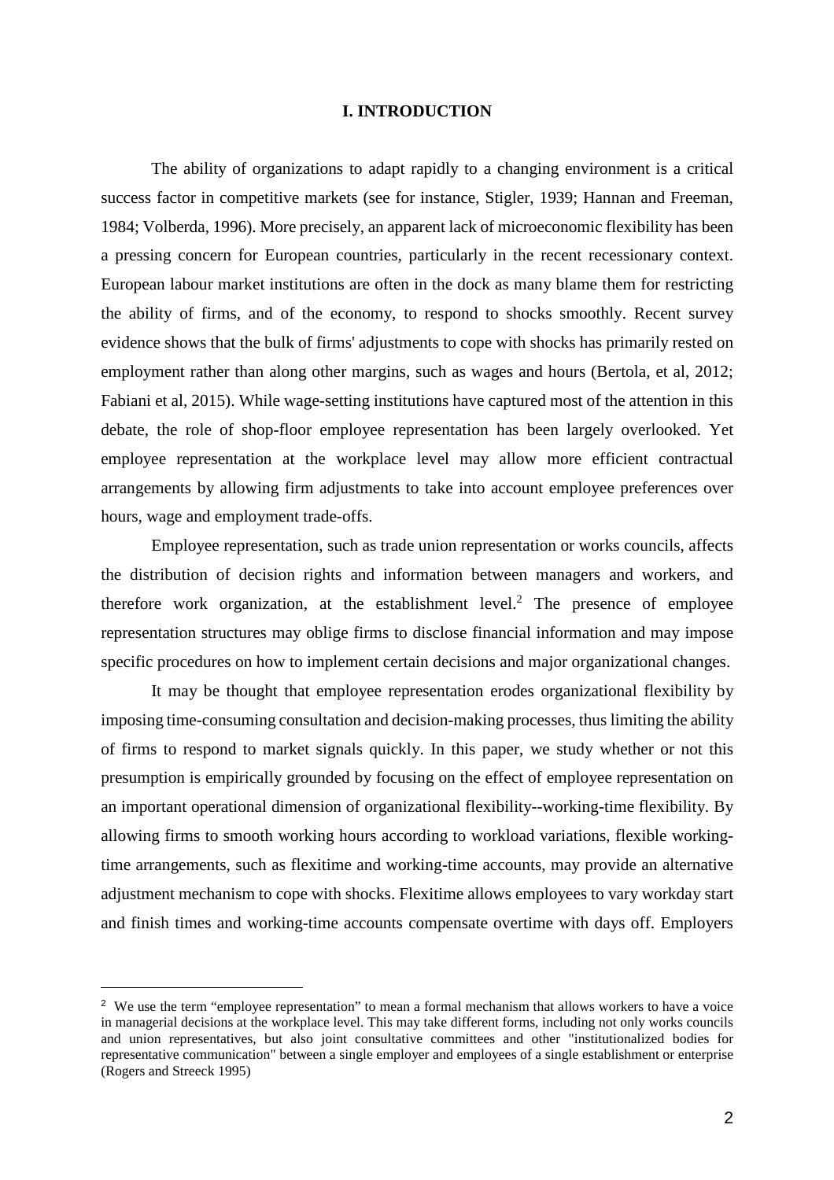## I. INTRODUCTION

The ability of organizations to adapt rapidly to a changing environment is a critical success factor in competitive markets (see for instance, Stigler, 1939; Hannan and Freeman, 1984; Volberda, 1996). More precisely, an apparent lack of microeconomic flexibility has been a pressing concern for European countries, particularly in the recent recessionary context. European labour market institutions are often in the dock as many blame them for restricting the ability of firms, and of the economy, to respond to shocks smoothly. Recent survey evidence shows that the bulk of firms' adjustments to cope with shocks has primarily rested on employment rather than along other margins, such as wages and hours (Bertola, et al, 2012; Fabiani et al, 2015). While wage-setting institutions have captured most of the attention in this debate, the role of shop-floor employee representation has been largely overlooked. Yet employee representation at the workplace level may allow more efficient contractual arrangements by allowing firm adjustments to take into account employee preferences over hours, wage and employment trade-offs.

Employee representation, such as trade union representation or works councils, affects the distribution of decision rights and information between managers and workers, and therefore work organization, at the establishment level.[2] The presence of employee representation structures may oblige firms to disclose financial information and may impose specific procedures on how to implement certain decisions and major organizational changes.

It may be thought that employee representation erodes organizational flexibility by imposing time-consuming consultation and decision-making processes, thus limiting the ability of firms to respond to market signals quickly. In this paper, we study whether or not this presumption is empirically grounded by focusing on the effect of employee representation on an important operational dimension of organizational flexibility--working-time flexibility. By allowing firms to smooth working hours according to workload variations, flexible working-time arrangements, such as flexitime and working-time accounts, may provide an alternative adjustment mechanism to cope with shocks. Flexitime allows employees to vary workday start and finish times and working-time accounts compensate overtime with days off. Employers

[2] We use the term "employee representation" to mean a formal mechanism that allows workers to have a voice in managerial decisions at the workplace level. This may take different forms, including not only works councils and union representatives, but also joint consultative committees and other "institutionalized bodies for representative communication" between a single employer and employees of a single establishment or enterprise (Rogers and Streeck 1995)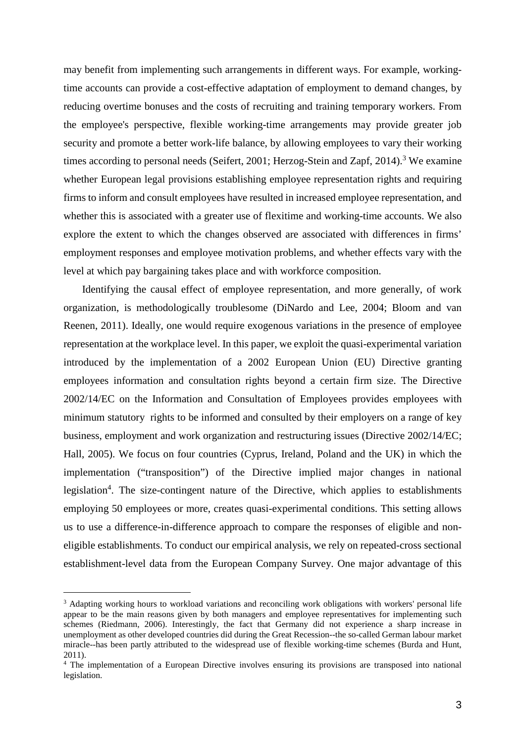may benefit from implementing such arrangements in different ways. For example, working-time accounts can provide a cost-effective adaptation of employment to demand changes, by reducing overtime bonuses and the costs of recruiting and training temporary workers. From the employee's perspective, flexible working-time arrangements may provide greater job security and promote a better work-life balance, by allowing employees to vary their working times according to personal needs (Seifert, 2001; Herzog-Stein and Zapf, 2014).[3] We examine whether European legal provisions establishing employee representation rights and requiring firms to inform and consult employees have resulted in increased employee representation, and whether this is associated with a greater use of flexitime and working-time accounts. We also explore the extent to which the changes observed are associated with differences in firms' employment responses and employee motivation problems, and whether effects vary with the level at which pay bargaining takes place and with workforce composition.

Identifying the causal effect of employee representation, and more generally, of work organization, is methodologically troublesome (DiNardo and Lee, 2004; Bloom and van Reenen, 2011). Ideally, one would require exogenous variations in the presence of employee representation at the workplace level. In this paper, we exploit the quasi-experimental variation introduced by the implementation of a 2002 European Union (EU) Directive granting employees information and consultation rights beyond a certain firm size. The Directive 2002/14/EC on the Information and Consultation of Employees provides employees with minimum statutory rights to be informed and consulted by their employers on a range of key business, employment and work organization and restructuring issues (Directive 2002/14/EC; Hall, 2005). We focus on four countries (Cyprus, Ireland, Poland and the UK) in which the implementation ("transposition") of the Directive implied major changes in national legislation[4]. The size-contingent nature of the Directive, which applies to establishments employing 50 employees or more, creates quasi-experimental conditions. This setting allows us to use a difference-in-difference approach to compare the responses of eligible and non-eligible establishments. To conduct our empirical analysis, we rely on repeated-cross sectional establishment-level data from the European Company Survey. One major advantage of this

[3] Adapting working hours to workload variations and reconciling work obligations with workers' personal life appear to be the main reasons given by both managers and employee representatives for implementing such schemes (Riedmann, 2006). Interestingly, the fact that Germany did not experience a sharp increase in unemployment as other developed countries did during the Great Recession--the so-called German labour market miracle--has been partly attributed to the widespread use of flexible working-time schemes (Burda and Hunt, 2011).

[4] The implementation of a European Directive involves ensuring its provisions are transposed into national legislation.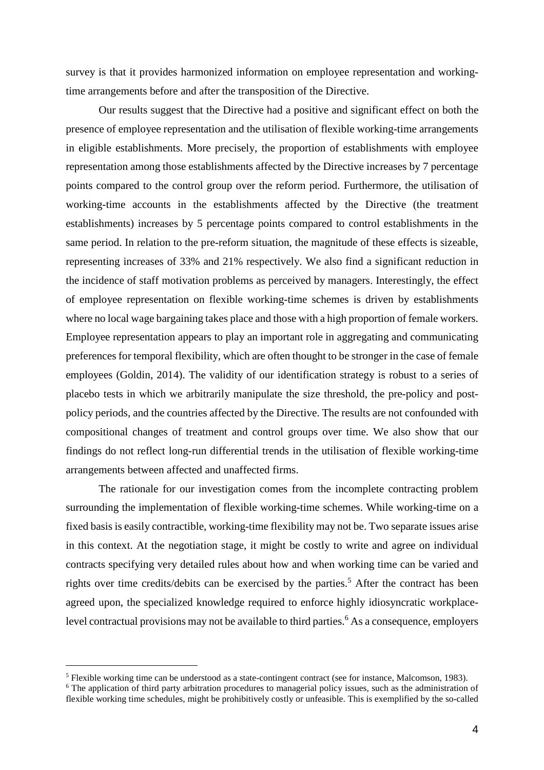survey is that it provides harmonized information on employee representation and working-time arrangements before and after the transposition of the Directive.

Our results suggest that the Directive had a positive and significant effect on both the presence of employee representation and the utilisation of flexible working-time arrangements in eligible establishments. More precisely, the proportion of establishments with employee representation among those establishments affected by the Directive increases by 7 percentage points compared to the control group over the reform period. Furthermore, the utilisation of working-time accounts in the establishments affected by the Directive (the treatment establishments) increases by 5 percentage points compared to control establishments in the same period. In relation to the pre-reform situation, the magnitude of these effects is sizeable, representing increases of 33% and 21% respectively. We also find a significant reduction in the incidence of staff motivation problems as perceived by managers. Interestingly, the effect of employee representation on flexible working-time schemes is driven by establishments where no local wage bargaining takes place and those with a high proportion of female workers. Employee representation appears to play an important role in aggregating and communicating preferences for temporal flexibility, which are often thought to be stronger in the case of female employees (Goldin, 2014). The validity of our identification strategy is robust to a series of placebo tests in which we arbitrarily manipulate the size threshold, the pre-policy and post-policy periods, and the countries affected by the Directive. The results are not confounded with compositional changes of treatment and control groups over time. We also show that our findings do not reflect long-run differential trends in the utilisation of flexible working-time arrangements between affected and unaffected firms.

The rationale for our investigation comes from the incomplete contracting problem surrounding the implementation of flexible working-time schemes. While working-time on a fixed basis is easily contractible, working-time flexibility may not be. Two separate issues arise in this context. At the negotiation stage, it might be costly to write and agree on individual contracts specifying very detailed rules about how and when working time can be varied and rights over time credits/debits can be exercised by the parties.[5] After the contract has been agreed upon, the specialized knowledge required to enforce highly idiosyncratic workplace-level contractual provisions may not be available to third parties.[6] As a consequence, employers

---

[5] Flexible working time can be understood as a state-contingent contract (see for instance, Malcomson, 1983).

[6] The application of third party arbitration procedures to managerial policy issues, such as the administration of flexible working time schedules, might be prohibitively costly or unfeasible. This is exemplified by the so-called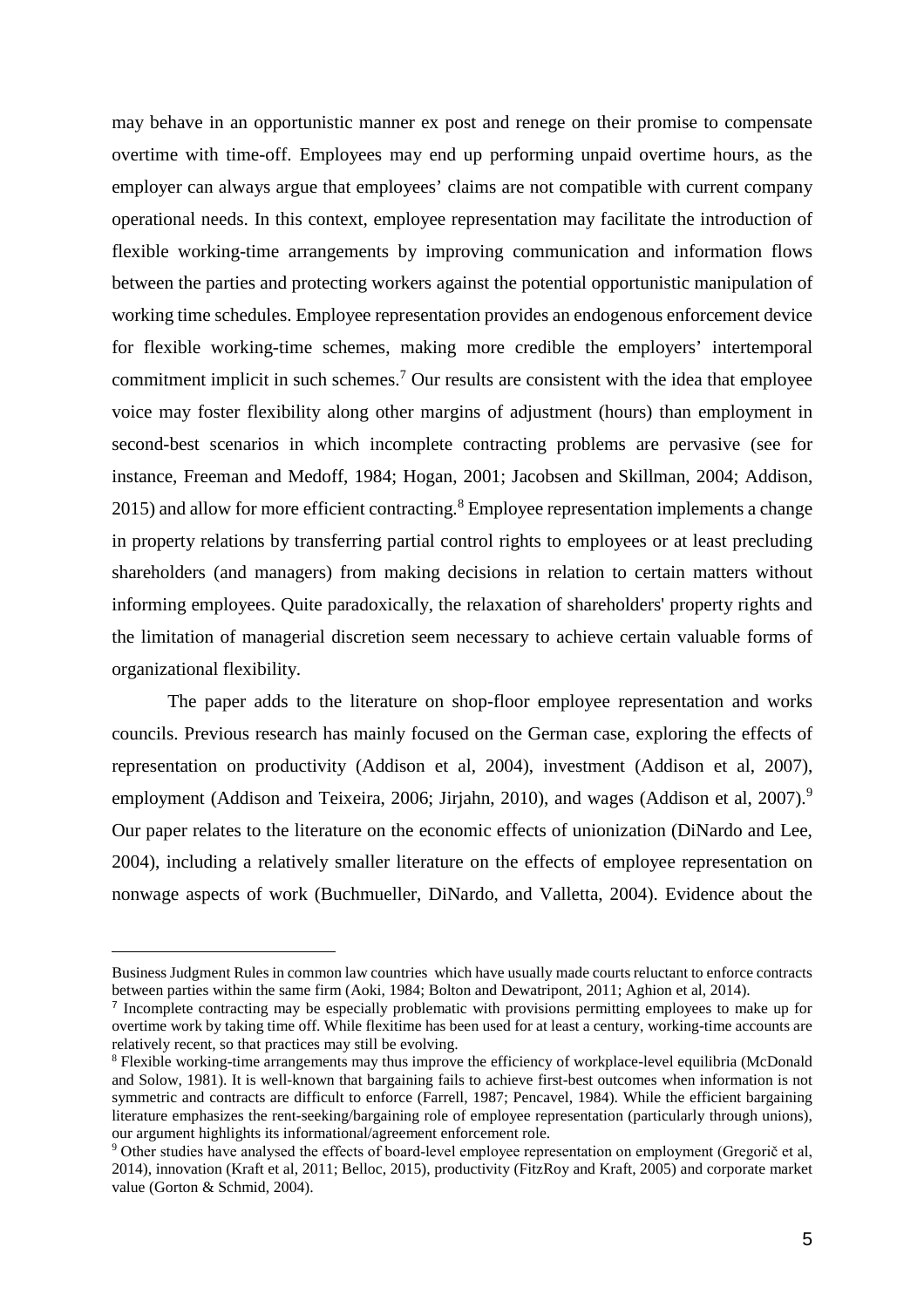may behave in an opportunistic manner ex post and renege on their promise to compensate overtime with time-off. Employees may end up performing unpaid overtime hours, as the employer can always argue that employees' claims are not compatible with current company operational needs. In this context, employee representation may facilitate the introduction of flexible working-time arrangements by improving communication and information flows between the parties and protecting workers against the potential opportunistic manipulation of working time schedules. Employee representation provides an endogenous enforcement device for flexible working-time schemes, making more credible the employers' intertemporal commitment implicit in such schemes.[7] Our results are consistent with the idea that employee voice may foster flexibility along other margins of adjustment (hours) than employment in second-best scenarios in which incomplete contracting problems are pervasive (see for instance, Freeman and Medoff, 1984; Hogan, 2001; Jacobsen and Skillman, 2004; Addison, 2015) and allow for more efficient contracting.[8] Employee representation implements a change in property relations by transferring partial control rights to employees or at least precluding shareholders (and managers) from making decisions in relation to certain matters without informing employees. Quite paradoxically, the relaxation of shareholders' property rights and the limitation of managerial discretion seem necessary to achieve certain valuable forms of organizational flexibility.

The paper adds to the literature on shop-floor employee representation and works councils. Previous research has mainly focused on the German case, exploring the effects of representation on productivity (Addison et al, 2004), investment (Addison et al, 2007), employment (Addison and Teixeira, 2006; Jirjahn, 2010), and wages (Addison et al, 2007).[9] Our paper relates to the literature on the economic effects of unionization (DiNardo and Lee, 2004), including a relatively smaller literature on the effects of employee representation on nonwage aspects of work (Buchmueller, DiNardo, and Valletta, 2004). Evidence about the

---

Business Judgment Rules in common law countries which have usually made courts reluctant to enforce contracts between parties within the same firm (Aoki, 1984; Bolton and Dewatripont, 2011; Aghion et al, 2014).

[7] Incomplete contracting may be especially problematic with provisions permitting employees to make up for overtime work by taking time off. While flexitime has been used for at least a century, working-time accounts are relatively recent, so that practices may still be evolving.

[8] Flexible working-time arrangements may thus improve the efficiency of workplace-level equilibria (McDonald and Solow, 1981). It is well-known that bargaining fails to achieve first-best outcomes when information is not symmetric and contracts are difficult to enforce (Farrell, 1987; Pencavel, 1984). While the efficient bargaining literature emphasizes the rent-seeking/bargaining role of employee representation (particularly through unions), our argument highlights its informational/agreement enforcement role.

[9] Other studies have analysed the effects of board-level employee representation on employment (Gregorič et al, 2014), innovation (Kraft et al, 2011; Belloc, 2015), productivity (FitzRoy and Kraft, 2005) and corporate market value (Gorton & Schmid, 2004).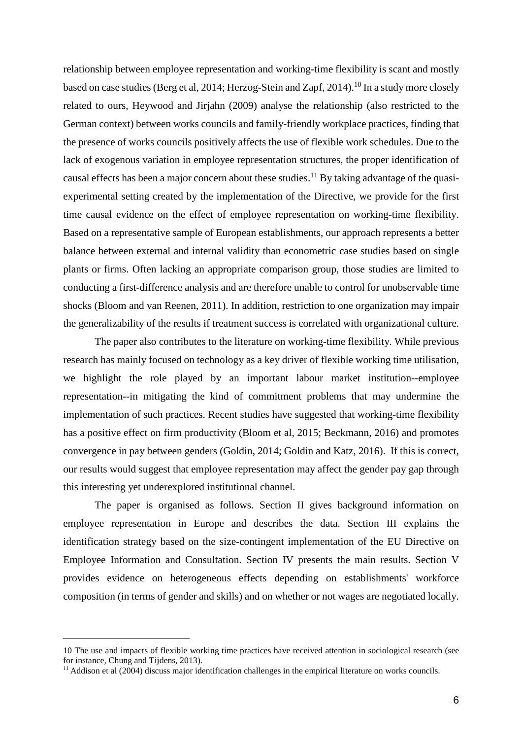relationship between employee representation and working-time flexibility is scant and mostly based on case studies (Berg et al, 2014; Herzog-Stein and Zapf, 2014).[10] In a study more closely related to ours, Heywood and Jirjahn (2009) analyse the relationship (also restricted to the German context) between works councils and family-friendly workplace practices, finding that the presence of works councils positively affects the use of flexible work schedules. Due to the lack of exogenous variation in employee representation structures, the proper identification of causal effects has been a major concern about these studies.[11] By taking advantage of the quasi-experimental setting created by the implementation of the Directive, we provide for the first time causal evidence on the effect of employee representation on working-time flexibility. Based on a representative sample of European establishments, our approach represents a better balance between external and internal validity than econometric case studies based on single plants or firms. Often lacking an appropriate comparison group, those studies are limited to conducting a first-difference analysis and are therefore unable to control for unobservable time shocks (Bloom and van Reenen, 2011). In addition, restriction to one organization may impair the generalizability of the results if treatment success is correlated with organizational culture.

The paper also contributes to the literature on working-time flexibility. While previous research has mainly focused on technology as a key driver of flexible working time utilisation, we highlight the role played by an important labour market institution--employee representation--in mitigating the kind of commitment problems that may undermine the implementation of such practices. Recent studies have suggested that working-time flexibility has a positive effect on firm productivity (Bloom et al, 2015; Beckmann, 2016) and promotes convergence in pay between genders (Goldin, 2014; Goldin and Katz, 2016). If this is correct, our results would suggest that employee representation may affect the gender pay gap through this interesting yet underexplored institutional channel.

The paper is organised as follows. Section II gives background information on employee representation in Europe and describes the data. Section III explains the identification strategy based on the size-contingent implementation of the EU Directive on Employee Information and Consultation. Section IV presents the main results. Section V provides evidence on heterogeneous effects depending on establishments' workforce composition (in terms of gender and skills) and on whether or not wages are negotiated locally.

---

10 The use and impacts of flexible working time practices have received attention in sociological research (see for instance, Chung and Tijdens, 2013).

11 Addison et al (2004) discuss major identification challenges in the empirical literature on works councils.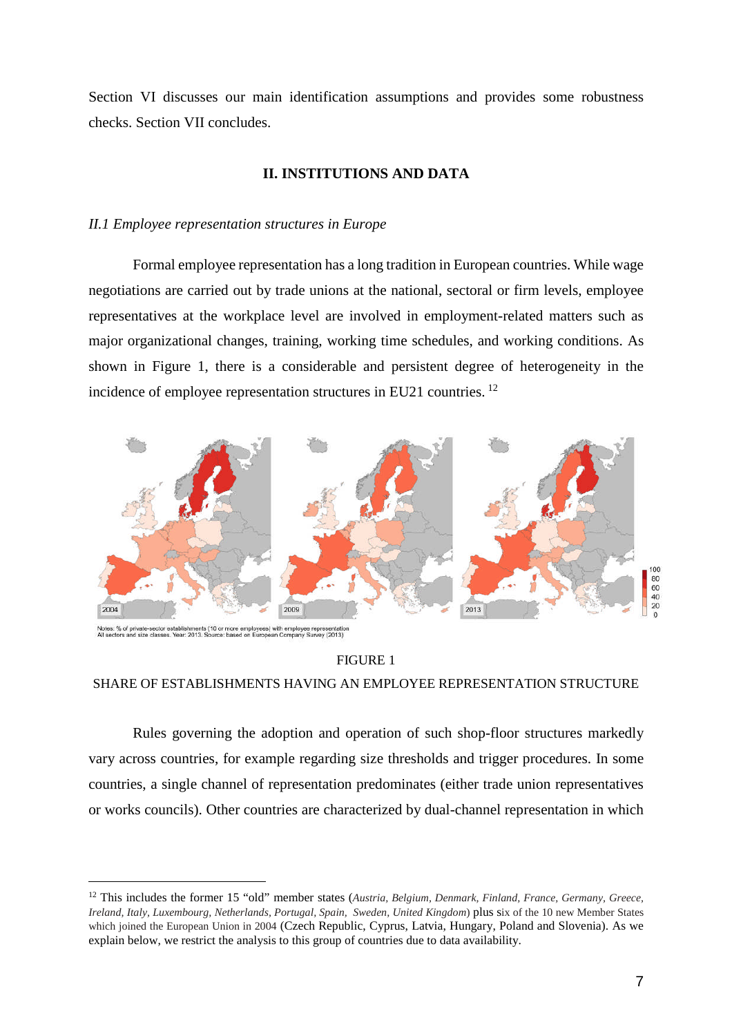Section VI discusses our main identification assumptions and provides some robustness checks. Section VII concludes.

## II. INSTITUTIONS AND DATA

### *II.1 Employee representation structures in Europe*

Formal employee representation has a long tradition in European countries. While wage negotiations are carried out by trade unions at the national, sectoral or firm levels, employee representatives at the workplace level are involved in employment-related matters such as major organizational changes, training, working time schedules, and working conditions. As shown in Figure 1, there is a considerable and persistent degree of heterogeneity in the incidence of employee representation structures in EU21 countries. [12]

Notes: % of private-sector establishments (10 or more employees) with employee representation
All sectors and size classes. Year: 2013. Source: based on European Company Survey (2013)

FIGURE 1

SHARE OF ESTABLISHMENTS HAVING AN EMPLOYEE REPRESENTATION STRUCTURE

Rules governing the adoption and operation of such shop-floor structures markedly vary across countries, for example regarding size thresholds and trigger procedures. In some countries, a single channel of representation predominates (either trade union representatives or works councils). Other countries are characterized by dual-channel representation in which

---

[12] This includes the former 15 "old" member states (*Austria, Belgium, Denmark, Finland, France, Germany, Greece, Ireland, Italy, Luxembourg, Netherlands, Portugal, Spain, Sweden, United Kingdom*) plus six of the 10 new Member States which joined the European Union in 2004 (Czech Republic, Cyprus, Latvia, Hungary, Poland and Slovenia). As we explain below, we restrict the analysis to this group of countries due to data availability.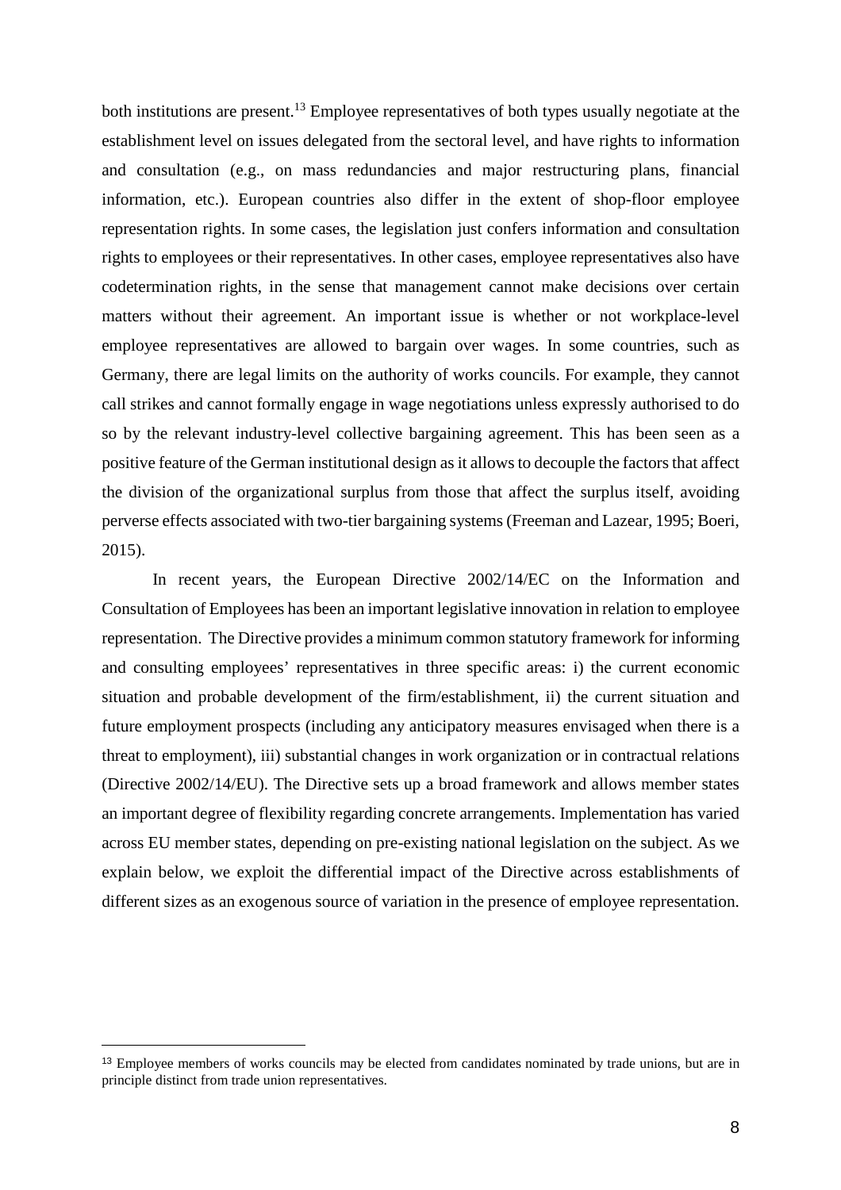both institutions are present.[13] Employee representatives of both types usually negotiate at the establishment level on issues delegated from the sectoral level, and have rights to information and consultation (e.g., on mass redundancies and major restructuring plans, financial information, etc.). European countries also differ in the extent of shop-floor employee representation rights. In some cases, the legislation just confers information and consultation rights to employees or their representatives. In other cases, employee representatives also have codetermination rights, in the sense that management cannot make decisions over certain matters without their agreement. An important issue is whether or not workplace-level employee representatives are allowed to bargain over wages. In some countries, such as Germany, there are legal limits on the authority of works councils. For example, they cannot call strikes and cannot formally engage in wage negotiations unless expressly authorised to do so by the relevant industry-level collective bargaining agreement. This has been seen as a positive feature of the German institutional design as it allows to decouple the factors that affect the division of the organizational surplus from those that affect the surplus itself, avoiding perverse effects associated with two-tier bargaining systems (Freeman and Lazear, 1995; Boeri, 2015).

In recent years, the European Directive 2002/14/EC on the Information and Consultation of Employees has been an important legislative innovation in relation to employee representation. The Directive provides a minimum common statutory framework for informing and consulting employees' representatives in three specific areas: i) the current economic situation and probable development of the firm/establishment, ii) the current situation and future employment prospects (including any anticipatory measures envisaged when there is a threat to employment), iii) substantial changes in work organization or in contractual relations (Directive 2002/14/EU). The Directive sets up a broad framework and allows member states an important degree of flexibility regarding concrete arrangements. Implementation has varied across EU member states, depending on pre-existing national legislation on the subject. As we explain below, we exploit the differential impact of the Directive across establishments of different sizes as an exogenous source of variation in the presence of employee representation.

[13] Employee members of works councils may be elected from candidates nominated by trade unions, but are in principle distinct from trade union representatives.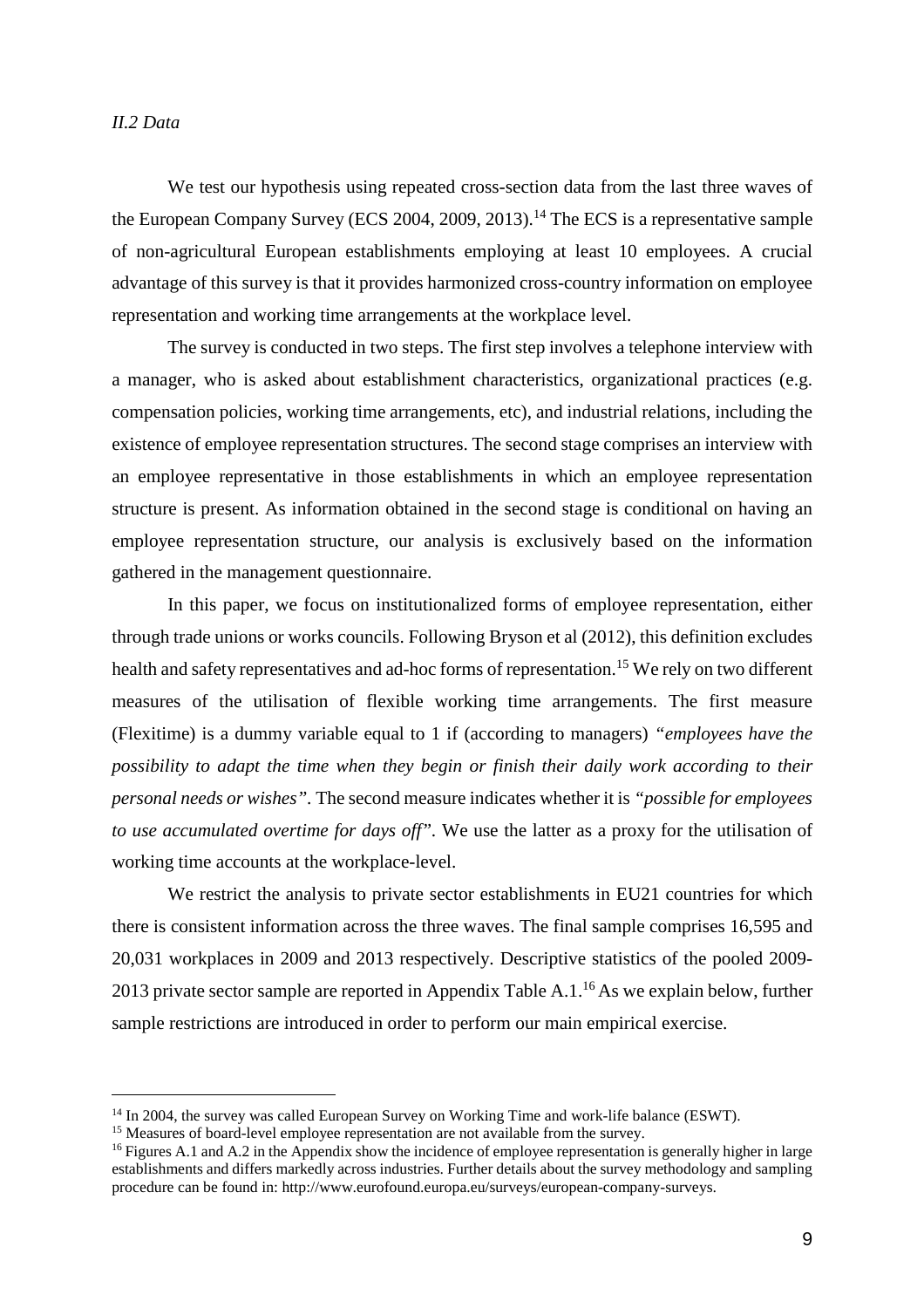### *II.2 Data*

We test our hypothesis using repeated cross-section data from the last three waves of the European Company Survey (ECS 2004, 2009, 2013).[14] The ECS is a representative sample of non-agricultural European establishments employing at least 10 employees. A crucial advantage of this survey is that it provides harmonized cross-country information on employee representation and working time arrangements at the workplace level.

The survey is conducted in two steps. The first step involves a telephone interview with a manager, who is asked about establishment characteristics, organizational practices (e.g. compensation policies, working time arrangements, etc), and industrial relations, including the existence of employee representation structures. The second stage comprises an interview with an employee representative in those establishments in which an employee representation structure is present. As information obtained in the second stage is conditional on having an employee representation structure, our analysis is exclusively based on the information gathered in the management questionnaire.

In this paper, we focus on institutionalized forms of employee representation, either through trade unions or works councils. Following Bryson et al (2012), this definition excludes health and safety representatives and ad-hoc forms of representation.[15] We rely on two different measures of the utilisation of flexible working time arrangements. The first measure (Flexitime) is a dummy variable equal to 1 if (according to managers) *"employees have the possibility to adapt the time when they begin or finish their daily work according to their personal needs or wishes"*. The second measure indicates whether it is *"possible for employees to use accumulated overtime for days off"*. We use the latter as a proxy for the utilisation of working time accounts at the workplace-level.

We restrict the analysis to private sector establishments in EU21 countries for which there is consistent information across the three waves. The final sample comprises 16,595 and 20,031 workplaces in 2009 and 2013 respectively. Descriptive statistics of the pooled 2009-2013 private sector sample are reported in Appendix Table A.1.[16] As we explain below, further sample restrictions are introduced in order to perform our main empirical exercise.

---

[14] In 2004, the survey was called European Survey on Working Time and work-life balance (ESWT).

[15] Measures of board-level employee representation are not available from the survey.

[16] Figures A.1 and A.2 in the Appendix show the incidence of employee representation is generally higher in large establishments and differs markedly across industries. Further details about the survey methodology and sampling procedure can be found in: http://www.eurofound.europa.eu/surveys/european-company-surveys.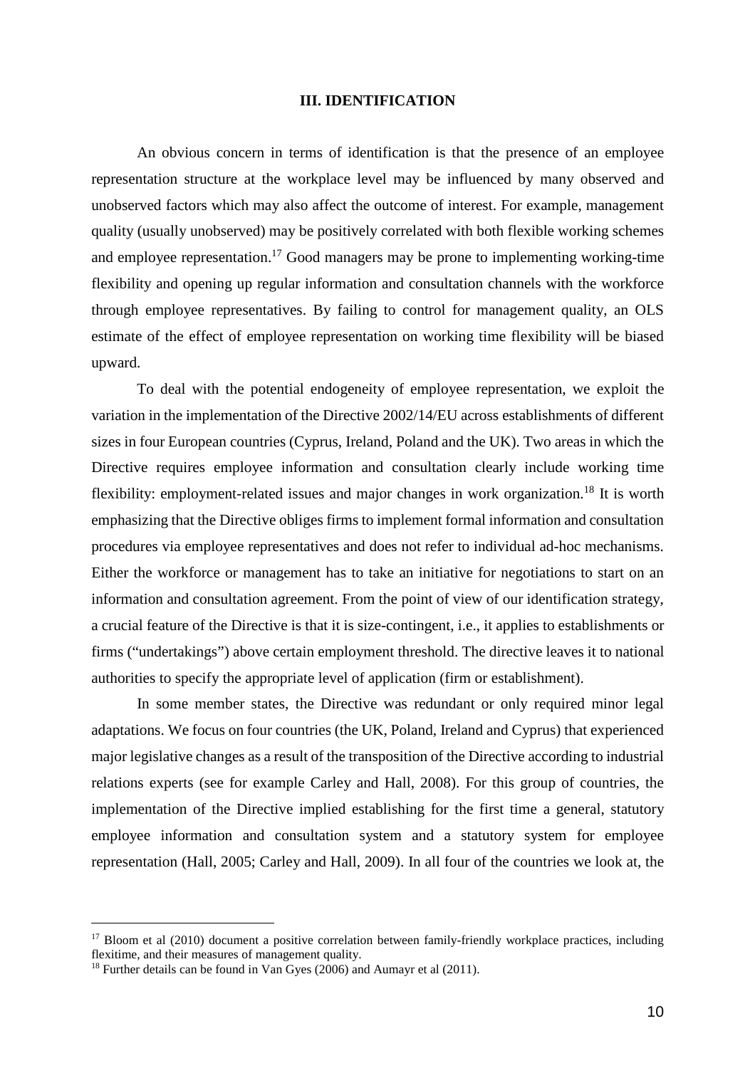## III. IDENTIFICATION

An obvious concern in terms of identification is that the presence of an employee representation structure at the workplace level may be influenced by many observed and unobserved factors which may also affect the outcome of interest. For example, management quality (usually unobserved) may be positively correlated with both flexible working schemes and employee representation.[17] Good managers may be prone to implementing working-time flexibility and opening up regular information and consultation channels with the workforce through employee representatives. By failing to control for management quality, an OLS estimate of the effect of employee representation on working time flexibility will be biased upward.

To deal with the potential endogeneity of employee representation, we exploit the variation in the implementation of the Directive 2002/14/EU across establishments of different sizes in four European countries (Cyprus, Ireland, Poland and the UK). Two areas in which the Directive requires employee information and consultation clearly include working time flexibility: employment-related issues and major changes in work organization.[18] It is worth emphasizing that the Directive obliges firms to implement formal information and consultation procedures via employee representatives and does not refer to individual ad-hoc mechanisms. Either the workforce or management has to take an initiative for negotiations to start on an information and consultation agreement. From the point of view of our identification strategy, a crucial feature of the Directive is that it is size-contingent, i.e., it applies to establishments or firms ("undertakings") above certain employment threshold. The directive leaves it to national authorities to specify the appropriate level of application (firm or establishment).

In some member states, the Directive was redundant or only required minor legal adaptations. We focus on four countries (the UK, Poland, Ireland and Cyprus) that experienced major legislative changes as a result of the transposition of the Directive according to industrial relations experts (see for example Carley and Hall, 2008). For this group of countries, the implementation of the Directive implied establishing for the first time a general, statutory employee information and consultation system and a statutory system for employee representation (Hall, 2005; Carley and Hall, 2009). In all four of the countries we look at, the

---

[17] Bloom et al (2010) document a positive correlation between family-friendly workplace practices, including flexitime, and their measures of management quality.

[18] Further details can be found in Van Gyes (2006) and Aumayr et al (2011).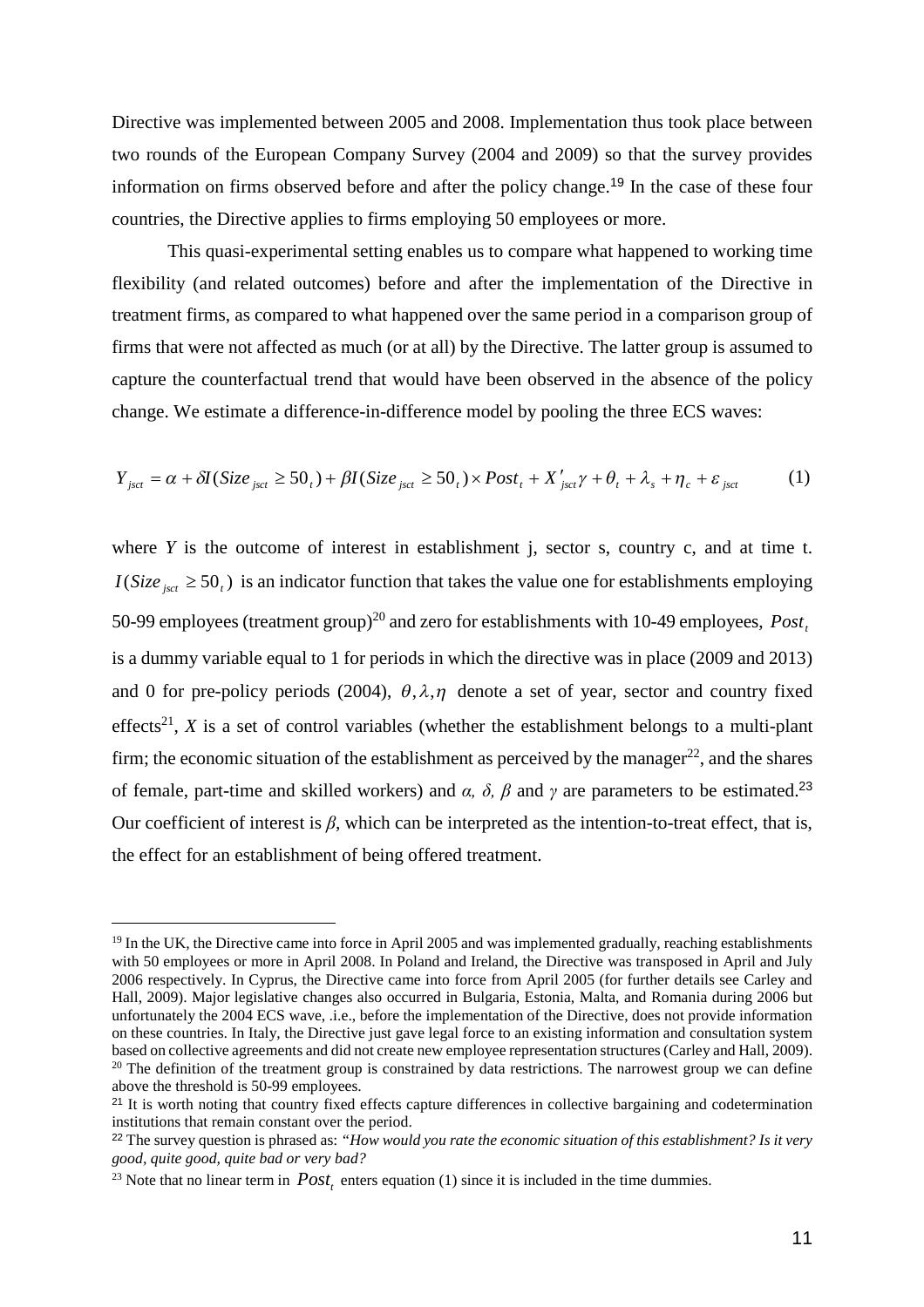Directive was implemented between 2005 and 2008. Implementation thus took place between two rounds of the European Company Survey (2004 and 2009) so that the survey provides information on firms observed before and after the policy change.[19] In the case of these four countries, the Directive applies to firms employing 50 employees or more.

This quasi-experimental setting enables us to compare what happened to working time flexibility (and related outcomes) before and after the implementation of the Directive in treatment firms, as compared to what happened over the same period in a comparison group of firms that were not affected as much (or at all) by the Directive. The latter group is assumed to capture the counterfactual trend that would have been observed in the absence of the policy change. We estimate a difference-in-difference model by pooling the three ECS waves:

$$Y_{jsct} = \alpha + \delta I(Size_{jsct} \geq 50_t) + \beta I(Size_{jsct} \geq 50_t) \times Post_t + X'_{jsct}\gamma + \theta_t + \lambda_s + \eta_c + \varepsilon_{jsct} \qquad (1)$$

where *Y* is the outcome of interest in establishment j, sector s, country c, and at time t. $I(Size_{jsct} \geq 50_t)$ is an indicator function that takes the value one for establishments employing 50-99 employees (treatment group)[20] and zero for establishments with 10-49 employees, $Post_t$ is a dummy variable equal to 1 for periods in which the directive was in place (2009 and 2013) and 0 for pre-policy periods (2004), $\theta, \lambda, \eta$ denote a set of year, sector and country fixed effects[21], *X* is a set of control variables (whether the establishment belongs to a multi-plant firm; the economic situation of the establishment as perceived by the manager[22], and the shares of female, part-time and skilled workers) and $\alpha$, $\delta$, $\beta$ and $\gamma$ are parameters to be estimated.[23] Our coefficient of interest is $\beta$, which can be interpreted as the intention-to-treat effect, that is, the effect for an establishment of being offered treatment.

---

[19] In the UK, the Directive came into force in April 2005 and was implemented gradually, reaching establishments with 50 employees or more in April 2008. In Poland and Ireland, the Directive was transposed in April and July 2006 respectively. In Cyprus, the Directive came into force from April 2005 (for further details see Carley and Hall, 2009). Major legislative changes also occurred in Bulgaria, Estonia, Malta, and Romania during 2006 but unfortunately the 2004 ECS wave, .i.e., before the implementation of the Directive, does not provide information on these countries. In Italy, the Directive just gave legal force to an existing information and consultation system based on collective agreements and did not create new employee representation structures (Carley and Hall, 2009).

[20] The definition of the treatment group is constrained by data restrictions. The narrowest group we can define above the threshold is 50-99 employees.

[21] It is worth noting that country fixed effects capture differences in collective bargaining and codetermination institutions that remain constant over the period.

[22] The survey question is phrased as: *"How would you rate the economic situation of this establishment? Is it very good, quite good, quite bad or very bad?*

[23] Note that no linear term in $Post_t$ enters equation (1) since it is included in the time dummies.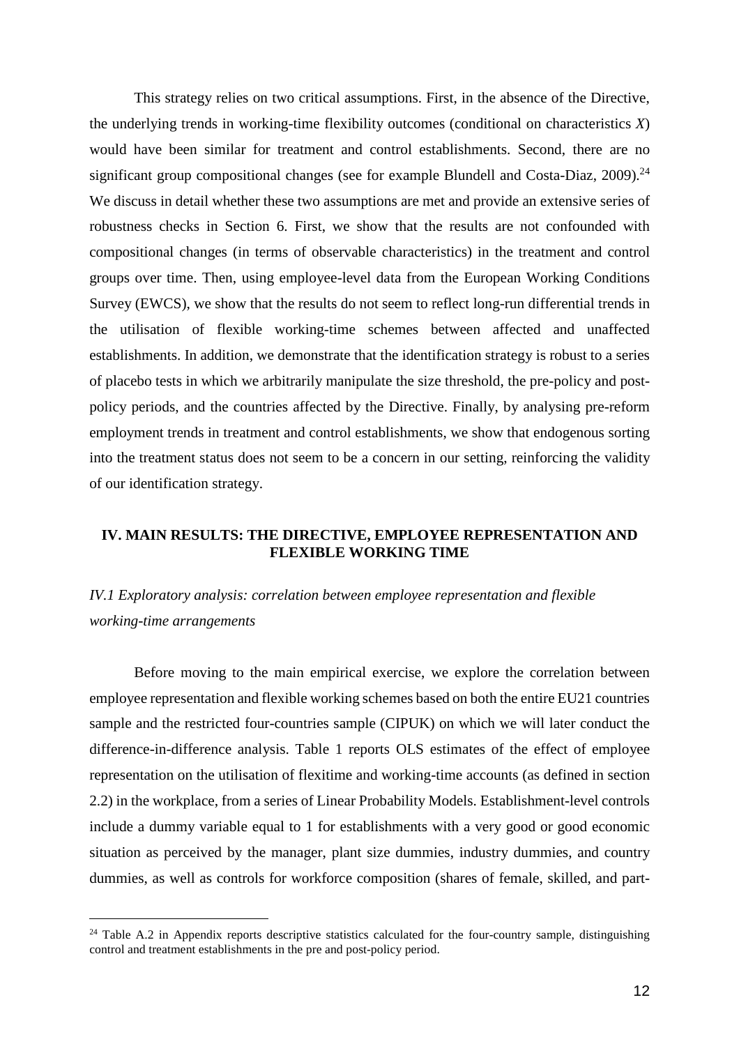This strategy relies on two critical assumptions. First, in the absence of the Directive, the underlying trends in working-time flexibility outcomes (conditional on characteristics $X$) would have been similar for treatment and control establishments. Second, there are no significant group compositional changes (see for example Blundell and Costa-Diaz, 2009).[24] We discuss in detail whether these two assumptions are met and provide an extensive series of robustness checks in Section 6. First, we show that the results are not confounded with compositional changes (in terms of observable characteristics) in the treatment and control groups over time. Then, using employee-level data from the European Working Conditions Survey (EWCS), we show that the results do not seem to reflect long-run differential trends in the utilisation of flexible working-time schemes between affected and unaffected establishments. In addition, we demonstrate that the identification strategy is robust to a series of placebo tests in which we arbitrarily manipulate the size threshold, the pre-policy and post-policy periods, and the countries affected by the Directive. Finally, by analysing pre-reform employment trends in treatment and control establishments, we show that endogenous sorting into the treatment status does not seem to be a concern in our setting, reinforcing the validity of our identification strategy.

## IV. MAIN RESULTS: THE DIRECTIVE, EMPLOYEE REPRESENTATION AND FLEXIBLE WORKING TIME

### *IV.1 Exploratory analysis: correlation between employee representation and flexible working-time arrangements*

Before moving to the main empirical exercise, we explore the correlation between employee representation and flexible working schemes based on both the entire EU21 countries sample and the restricted four-countries sample (CIPUK) on which we will later conduct the difference-in-difference analysis. Table 1 reports OLS estimates of the effect of employee representation on the utilisation of flexitime and working-time accounts (as defined in section 2.2) in the workplace, from a series of Linear Probability Models. Establishment-level controls include a dummy variable equal to 1 for establishments with a very good or good economic situation as perceived by the manager, plant size dummies, industry dummies, and country dummies, as well as controls for workforce composition (shares of female, skilled, and part-

[24] Table A.2 in Appendix reports descriptive statistics calculated for the four-country sample, distinguishing control and treatment establishments in the pre and post-policy period.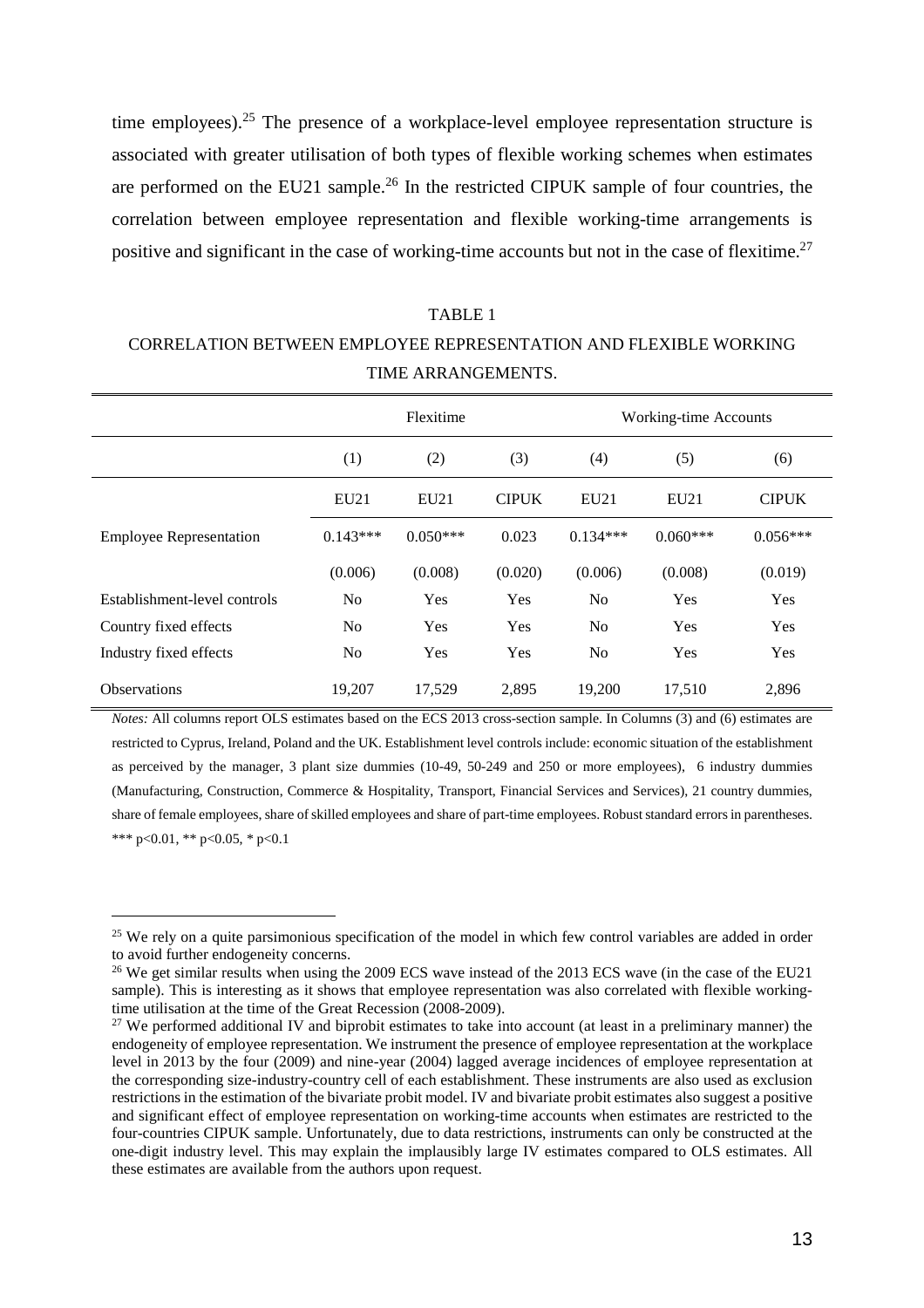time employees).[25] The presence of a workplace-level employee representation structure is associated with greater utilisation of both types of flexible working schemes when estimates are performed on the EU21 sample.[26] In the restricted CIPUK sample of four countries, the correlation between employee representation and flexible working-time arrangements is positive and significant in the case of working-time accounts but not in the case of flexitime.[27]

TABLE 1

CORRELATION BETWEEN EMPLOYEE REPRESENTATION AND FLEXIBLE WORKING TIME ARRANGEMENTS.

| | Flexitime | | | Working-time Accounts | | |
|---|---|---|---|---|---|---|
| | (1) | (2) | (3) | (4) | (5) | (6) |
| | EU21 | EU21 | CIPUK | EU21 | EU21 | CIPUK |
| Employee Representation | 0.143*** | 0.050*** | 0.023 | 0.134*** | 0.060*** | 0.056*** |
| | (0.006) | (0.008) | (0.020) | (0.006) | (0.008) | (0.019) |
| Establishment-level controls | No | Yes | Yes | No | Yes | Yes |
| Country fixed effects | No | Yes | Yes | No | Yes | Yes |
| Industry fixed effects | No | Yes | Yes | No | Yes | Yes |
| Observations | 19,207 | 17,529 | 2,895 | 19,200 | 17,510 | 2,896 |

*Notes:* All columns report OLS estimates based on the ECS 2013 cross-section sample. In Columns (3) and (6) estimates are restricted to Cyprus, Ireland, Poland and the UK. Establishment level controls include: economic situation of the establishment as perceived by the manager, 3 plant size dummies (10-49, 50-249 and 250 or more employees), 6 industry dummies (Manufacturing, Construction, Commerce & Hospitality, Transport, Financial Services and Services), 21 country dummies, share of female employees, share of skilled employees and share of part-time employees. Robust standard errors in parentheses. *** p<0.01, ** p<0.05, * p<0.1

[25] We rely on a quite parsimonious specification of the model in which few control variables are added in order to avoid further endogeneity concerns.

[26] We get similar results when using the 2009 ECS wave instead of the 2013 ECS wave (in the case of the EU21 sample). This is interesting as it shows that employee representation was also correlated with flexible working-time utilisation at the time of the Great Recession (2008-2009).

[27] We performed additional IV and biprobit estimates to take into account (at least in a preliminary manner) the endogeneity of employee representation. We instrument the presence of employee representation at the workplace level in 2013 by the four (2009) and nine-year (2004) lagged average incidences of employee representation at the corresponding size-industry-country cell of each establishment. These instruments are also used as exclusion restrictions in the estimation of the bivariate probit model. IV and bivariate probit estimates also suggest a positive and significant effect of employee representation on working-time accounts when estimates are restricted to the four-countries CIPUK sample. Unfortunately, due to data restrictions, instruments can only be constructed at the one-digit industry level. This may explain the implausibly large IV estimates compared to OLS estimates. All these estimates are available from the authors upon request.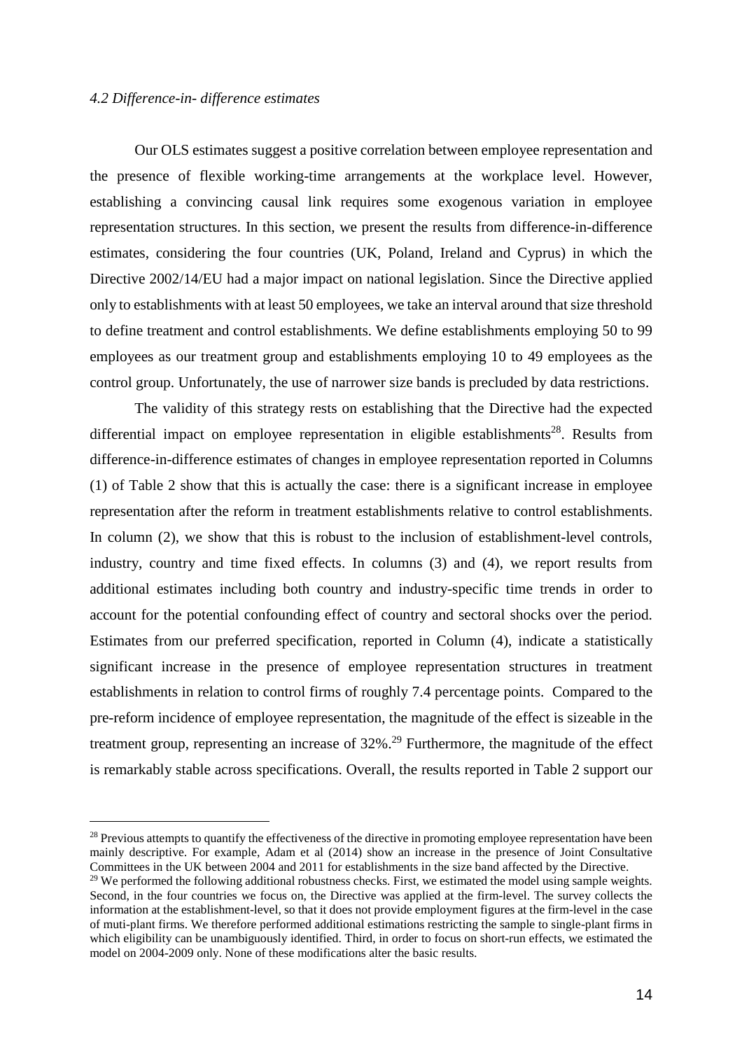### *4.2 Difference-in- difference estimates*

Our OLS estimates suggest a positive correlation between employee representation and the presence of flexible working-time arrangements at the workplace level. However, establishing a convincing causal link requires some exogenous variation in employee representation structures. In this section, we present the results from difference-in-difference estimates, considering the four countries (UK, Poland, Ireland and Cyprus) in which the Directive 2002/14/EU had a major impact on national legislation. Since the Directive applied only to establishments with at least 50 employees, we take an interval around that size threshold to define treatment and control establishments. We define establishments employing 50 to 99 employees as our treatment group and establishments employing 10 to 49 employees as the control group. Unfortunately, the use of narrower size bands is precluded by data restrictions.

The validity of this strategy rests on establishing that the Directive had the expected differential impact on employee representation in eligible establishments[28]. Results from difference-in-difference estimates of changes in employee representation reported in Columns (1) of Table 2 show that this is actually the case: there is a significant increase in employee representation after the reform in treatment establishments relative to control establishments. In column (2), we show that this is robust to the inclusion of establishment-level controls, industry, country and time fixed effects. In columns (3) and (4), we report results from additional estimates including both country and industry-specific time trends in order to account for the potential confounding effect of country and sectoral shocks over the period. Estimates from our preferred specification, reported in Column (4), indicate a statistically significant increase in the presence of employee representation structures in treatment establishments in relation to control firms of roughly 7.4 percentage points. Compared to the pre-reform incidence of employee representation, the magnitude of the effect is sizeable in the treatment group, representing an increase of 32%.[29] Furthermore, the magnitude of the effect is remarkably stable across specifications. Overall, the results reported in Table 2 support our

---

[28] Previous attempts to quantify the effectiveness of the directive in promoting employee representation have been mainly descriptive. For example, Adam et al (2014) show an increase in the presence of Joint Consultative Committees in the UK between 2004 and 2011 for establishments in the size band affected by the Directive.

[29] We performed the following additional robustness checks. First, we estimated the model using sample weights. Second, in the four countries we focus on, the Directive was applied at the firm-level. The survey collects the information at the establishment-level, so that it does not provide employment figures at the firm-level in the case of muti-plant firms. We therefore performed additional estimations restricting the sample to single-plant firms in which eligibility can be unambiguously identified. Third, in order to focus on short-run effects, we estimated the model on 2004-2009 only. None of these modifications alter the basic results.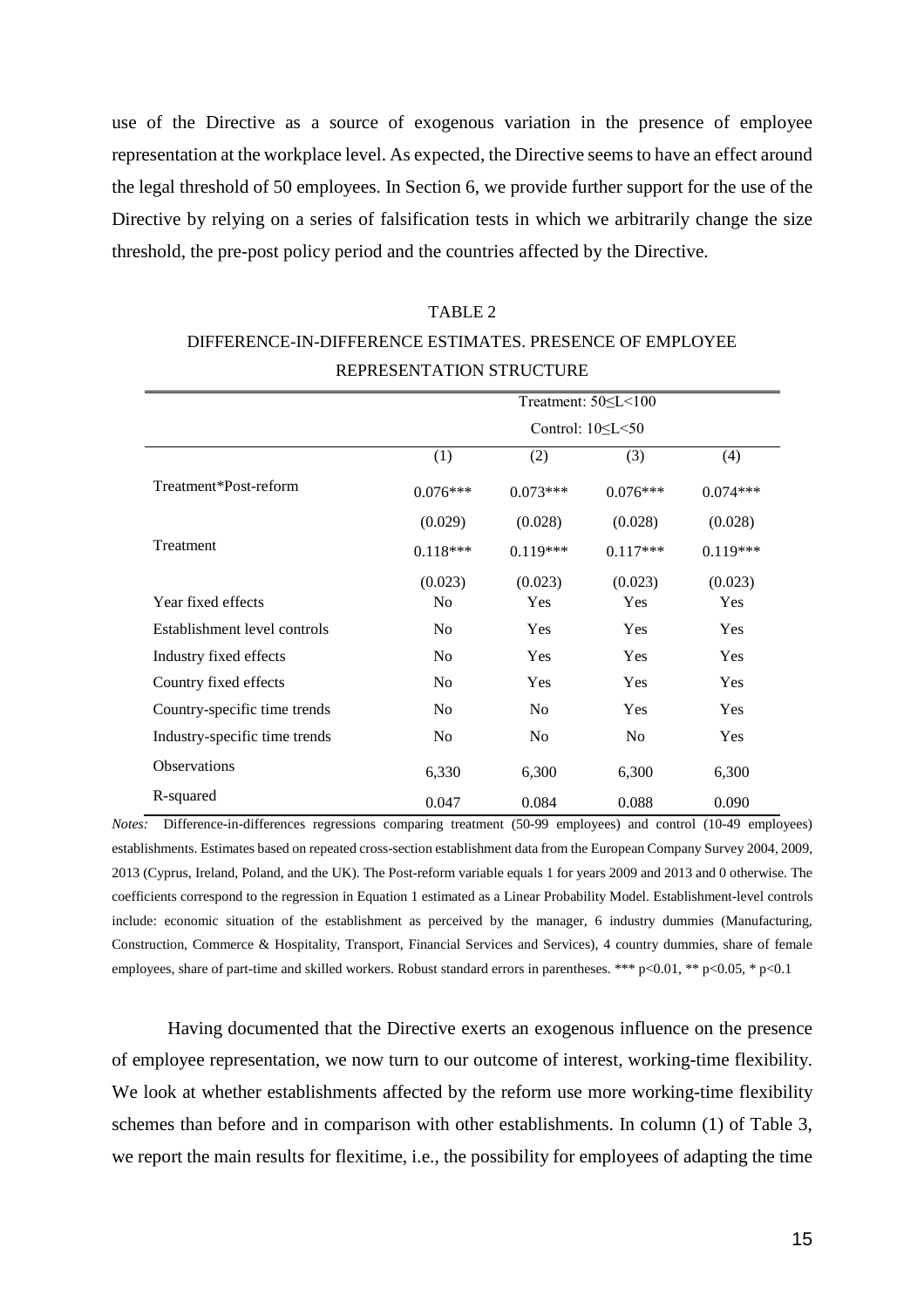use of the Directive as a source of exogenous variation in the presence of employee representation at the workplace level. As expected, the Directive seems to have an effect around the legal threshold of 50 employees. In Section 6, we provide further support for the use of the Directive by relying on a series of falsification tests in which we arbitrarily change the size threshold, the pre-post policy period and the countries affected by the Directive.

TABLE 2

DIFFERENCE-IN-DIFFERENCE ESTIMATES. PRESENCE OF EMPLOYEE REPRESENTATION STRUCTURE

| | Treatment: 50≤L<100 | | | |
|---|---|---|---|---|
| | Control: 10≤L<50 | | | |
| | (1) | (2) | (3) | (4) |
| Treatment*Post-reform | 0.076*** | 0.073*** | 0.076*** | 0.074*** |
| | (0.029) | (0.028) | (0.028) | (0.028) |
| Treatment | 0.118*** | 0.119*** | 0.117*** | 0.119*** |
| | (0.023) | (0.023) | (0.023) | (0.023) |
| Year fixed effects | No | Yes | Yes | Yes |
| Establishment level controls | No | Yes | Yes | Yes |
| Industry fixed effects | No | Yes | Yes | Yes |
| Country fixed effects | No | Yes | Yes | Yes |
| Country-specific time trends | No | No | Yes | Yes |
| Industry-specific time trends | No | No | No | Yes |
| Observations | 6,330 | 6,300 | 6,300 | 6,300 |
| R-squared | 0.047 | 0.084 | 0.088 | 0.090 |

*Notes:* Difference-in-differences regressions comparing treatment (50-99 employees) and control (10-49 employees) establishments. Estimates based on repeated cross-section establishment data from the European Company Survey 2004, 2009, 2013 (Cyprus, Ireland, Poland, and the UK). The Post-reform variable equals 1 for years 2009 and 2013 and 0 otherwise. The coefficients correspond to the regression in Equation 1 estimated as a Linear Probability Model. Establishment-level controls include: economic situation of the establishment as perceived by the manager, 6 industry dummies (Manufacturing, Construction, Commerce & Hospitality, Transport, Financial Services and Services), 4 country dummies, share of female employees, share of part-time and skilled workers. Robust standard errors in parentheses. *** p<0.01, ** p<0.05, * p<0.1

Having documented that the Directive exerts an exogenous influence on the presence of employee representation, we now turn to our outcome of interest, working-time flexibility. We look at whether establishments affected by the reform use more working-time flexibility schemes than before and in comparison with other establishments. In column (1) of Table 3, we report the main results for flexitime, i.e., the possibility for employees of adapting the time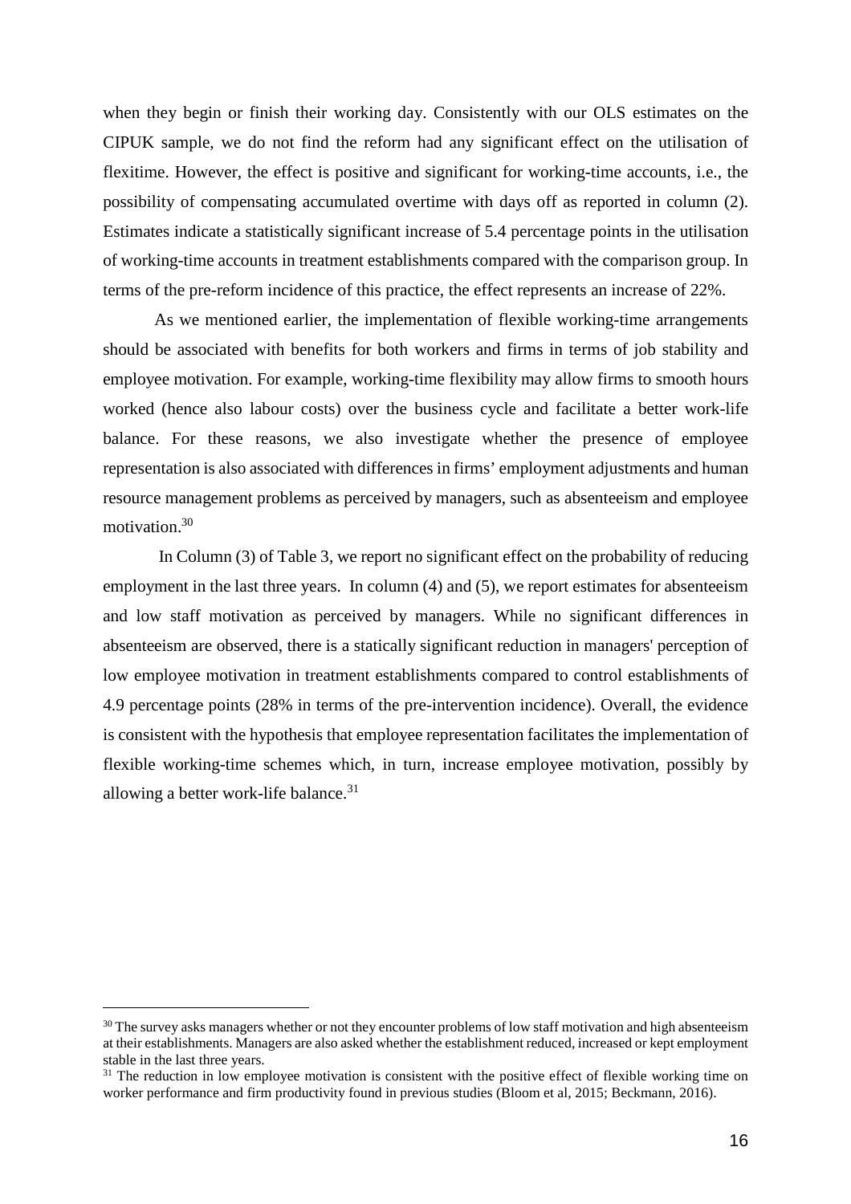when they begin or finish their working day. Consistently with our OLS estimates on the CIPUK sample, we do not find the reform had any significant effect on the utilisation of flexitime. However, the effect is positive and significant for working-time accounts, i.e., the possibility of compensating accumulated overtime with days off as reported in column (2). Estimates indicate a statistically significant increase of 5.4 percentage points in the utilisation of working-time accounts in treatment establishments compared with the comparison group. In terms of the pre-reform incidence of this practice, the effect represents an increase of 22%.

As we mentioned earlier, the implementation of flexible working-time arrangements should be associated with benefits for both workers and firms in terms of job stability and employee motivation. For example, working-time flexibility may allow firms to smooth hours worked (hence also labour costs) over the business cycle and facilitate a better work-life balance. For these reasons, we also investigate whether the presence of employee representation is also associated with differences in firms' employment adjustments and human resource management problems as perceived by managers, such as absenteeism and employee motivation.[30]

In Column (3) of Table 3, we report no significant effect on the probability of reducing employment in the last three years. In column (4) and (5), we report estimates for absenteeism and low staff motivation as perceived by managers. While no significant differences in absenteeism are observed, there is a statically significant reduction in managers' perception of low employee motivation in treatment establishments compared to control establishments of 4.9 percentage points (28% in terms of the pre-intervention incidence). Overall, the evidence is consistent with the hypothesis that employee representation facilitates the implementation of flexible working-time schemes which, in turn, increase employee motivation, possibly by allowing a better work-life balance.[31]

[30] The survey asks managers whether or not they encounter problems of low staff motivation and high absenteeism at their establishments. Managers are also asked whether the establishment reduced, increased or kept employment stable in the last three years.

[31] The reduction in low employee motivation is consistent with the positive effect of flexible working time on worker performance and firm productivity found in previous studies (Bloom et al, 2015; Beckmann, 2016).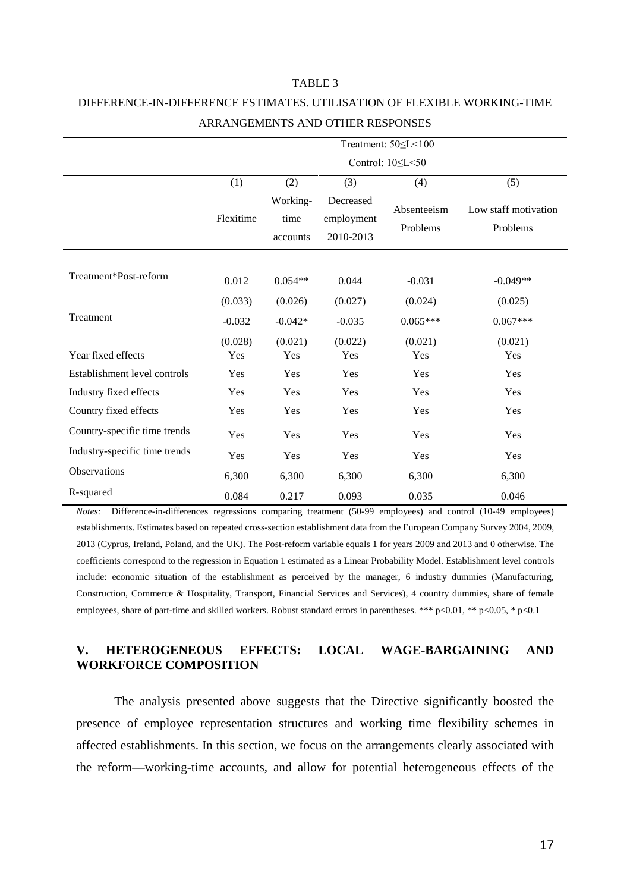TABLE 3

DIFFERENCE-IN-DIFFERENCE ESTIMATES. UTILISATION OF FLEXIBLE WORKING-TIME ARRANGEMENTS AND OTHER RESPONSES

| | Treatment: 50≤L<100 | | | | |
|---|---|---|---|---|---|
| | Control: 10≤L<50 | | | | |
| | (1) | (2) | (3) | (4) | (5) |
| | Flexitime | Working-time accounts | Decreased employment 2010-2013 | Absenteeism Problems | Low staff motivation Problems |
| Treatment*Post-reform | 0.012 | 0.054** | 0.044 | -0.031 | -0.049** |
| | (0.033) | (0.026) | (0.027) | (0.024) | (0.025) |
| Treatment | -0.032 | -0.042* | -0.035 | 0.065*** | 0.067*** |
| | (0.028) | (0.021) | (0.022) | (0.021) | (0.021) |
| Year fixed effects | Yes | Yes | Yes | Yes | Yes |
| Establishment level controls | Yes | Yes | Yes | Yes | Yes |
| Industry fixed effects | Yes | Yes | Yes | Yes | Yes |
| Country fixed effects | Yes | Yes | Yes | Yes | Yes |
| Country-specific time trends | Yes | Yes | Yes | Yes | Yes |
| Industry-specific time trends | Yes | Yes | Yes | Yes | Yes |
| Observations | 6,300 | 6,300 | 6,300 | 6,300 | 6,300 |
| R-squared | 0.084 | 0.217 | 0.093 | 0.035 | 0.046 |

*Notes:* Difference-in-differences regressions comparing treatment (50-99 employees) and control (10-49 employees) establishments. Estimates based on repeated cross-section establishment data from the European Company Survey 2004, 2009, 2013 (Cyprus, Ireland, Poland, and the UK). The Post-reform variable equals 1 for years 2009 and 2013 and 0 otherwise. The coefficients correspond to the regression in Equation 1 estimated as a Linear Probability Model. Establishment level controls include: economic situation of the establishment as perceived by the manager, 6 industry dummies (Manufacturing, Construction, Commerce & Hospitality, Transport, Financial Services and Services), 4 country dummies, share of female employees, share of part-time and skilled workers. Robust standard errors in parentheses. *** p<0.01, ** p<0.05, * p<0.1

## V. HETEROGENEOUS EFFECTS: LOCAL WAGE-BARGAINING AND WORKFORCE COMPOSITION

The analysis presented above suggests that the Directive significantly boosted the presence of employee representation structures and working time flexibility schemes in affected establishments. In this section, we focus on the arrangements clearly associated with the reform—working-time accounts, and allow for potential heterogeneous effects of the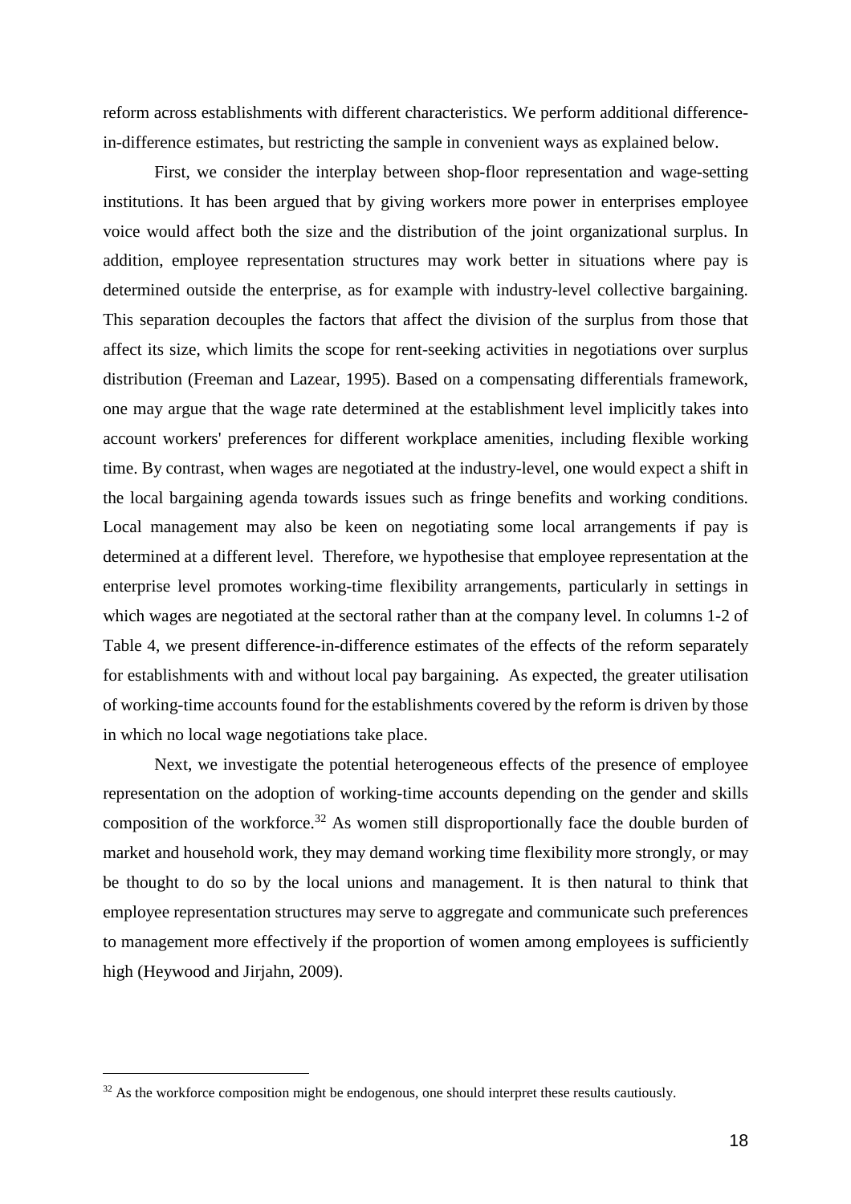reform across establishments with different characteristics. We perform additional difference-in-difference estimates, but restricting the sample in convenient ways as explained below.

First, we consider the interplay between shop-floor representation and wage-setting institutions. It has been argued that by giving workers more power in enterprises employee voice would affect both the size and the distribution of the joint organizational surplus. In addition, employee representation structures may work better in situations where pay is determined outside the enterprise, as for example with industry-level collective bargaining. This separation decouples the factors that affect the division of the surplus from those that affect its size, which limits the scope for rent-seeking activities in negotiations over surplus distribution (Freeman and Lazear, 1995). Based on a compensating differentials framework, one may argue that the wage rate determined at the establishment level implicitly takes into account workers' preferences for different workplace amenities, including flexible working time. By contrast, when wages are negotiated at the industry-level, one would expect a shift in the local bargaining agenda towards issues such as fringe benefits and working conditions. Local management may also be keen on negotiating some local arrangements if pay is determined at a different level. Therefore, we hypothesise that employee representation at the enterprise level promotes working-time flexibility arrangements, particularly in settings in which wages are negotiated at the sectoral rather than at the company level. In columns 1-2 of Table 4, we present difference-in-difference estimates of the effects of the reform separately for establishments with and without local pay bargaining. As expected, the greater utilisation of working-time accounts found for the establishments covered by the reform is driven by those in which no local wage negotiations take place.

Next, we investigate the potential heterogeneous effects of the presence of employee representation on the adoption of working-time accounts depending on the gender and skills composition of the workforce.[32] As women still disproportionally face the double burden of market and household work, they may demand working time flexibility more strongly, or may be thought to do so by the local unions and management. It is then natural to think that employee representation structures may serve to aggregate and communicate such preferences to management more effectively if the proportion of women among employees is sufficiently high (Heywood and Jirjahn, 2009).

[32] As the workforce composition might be endogenous, one should interpret these results cautiously.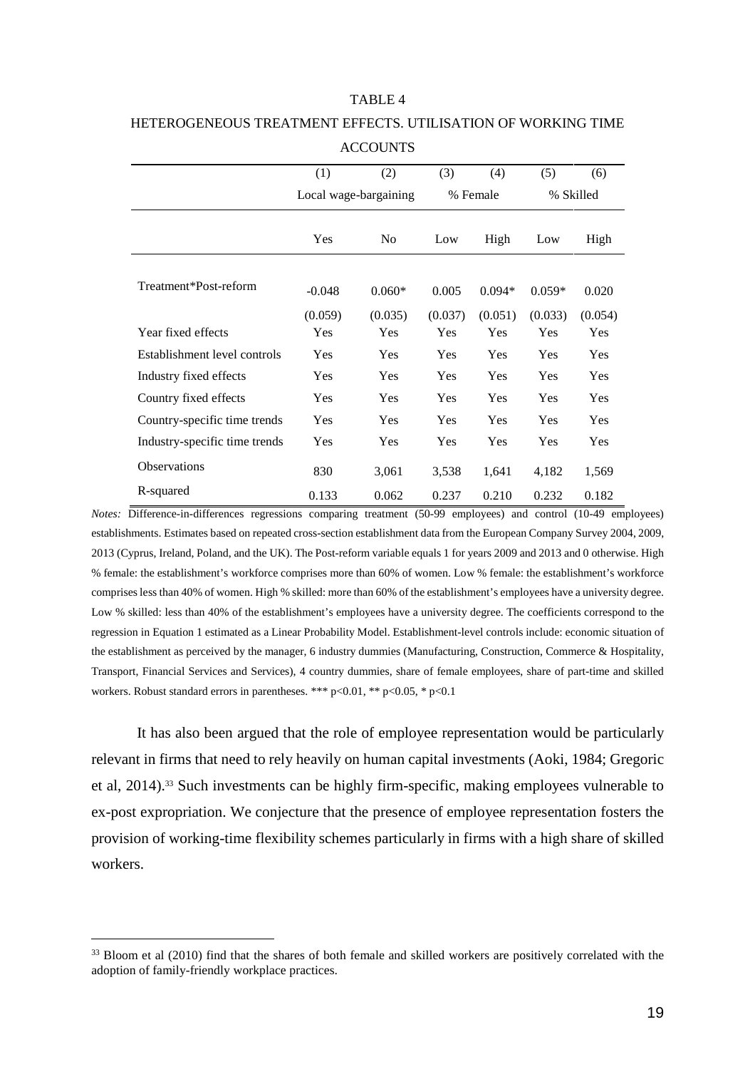TABLE 4

HETEROGENEOUS TREATMENT EFFECTS. UTILISATION OF WORKING TIME ACCOUNTS

| | (1) | (2) | (3) | (4) | (5) | (6) |
|---|---|---|---|---|---|---|
| | Local wage-bargaining | | % Female | | % Skilled | |
| | Yes | No | Low | High | Low | High |
| Treatment*Post-reform | -0.048 | 0.060* | 0.005 | 0.094* | 0.059* | 0.020 |
| | (0.059) | (0.035) | (0.037) | (0.051) | (0.033) | (0.054) |
| Year fixed effects | Yes | Yes | Yes | Yes | Yes | Yes |
| Establishment level controls | Yes | Yes | Yes | Yes | Yes | Yes |
| Industry fixed effects | Yes | Yes | Yes | Yes | Yes | Yes |
| Country fixed effects | Yes | Yes | Yes | Yes | Yes | Yes |
| Country-specific time trends | Yes | Yes | Yes | Yes | Yes | Yes |
| Industry-specific time trends | Yes | Yes | Yes | Yes | Yes | Yes |
| Observations | 830 | 3,061 | 3,538 | 1,641 | 4,182 | 1,569 |
| R-squared | 0.133 | 0.062 | 0.237 | 0.210 | 0.232 | 0.182 |

*Notes:* Difference-in-differences regressions comparing treatment (50-99 employees) and control (10-49 employees) establishments. Estimates based on repeated cross-section establishment data from the European Company Survey 2004, 2009, 2013 (Cyprus, Ireland, Poland, and the UK). The Post-reform variable equals 1 for years 2009 and 2013 and 0 otherwise. High % female: the establishment's workforce comprises more than 60% of women. Low % female: the establishment's workforce comprises less than 40% of women. High % skilled: more than 60% of the establishment's employees have a university degree. Low % skilled: less than 40% of the establishment's employees have a university degree. The coefficients correspond to the regression in Equation 1 estimated as a Linear Probability Model. Establishment-level controls include: economic situation of the establishment as perceived by the manager, 6 industry dummies (Manufacturing, Construction, Commerce & Hospitality, Transport, Financial Services and Services), 4 country dummies, share of female employees, share of part-time and skilled workers. Robust standard errors in parentheses. *** p<0.01, ** p<0.05, * p<0.1

It has also been argued that the role of employee representation would be particularly relevant in firms that need to rely heavily on human capital investments (Aoki, 1984; Gregoric et al, 2014).[33] Such investments can be highly firm-specific, making employees vulnerable to ex-post expropriation. We conjecture that the presence of employee representation fosters the provision of working-time flexibility schemes particularly in firms with a high share of skilled workers.

[33] Bloom et al (2010) find that the shares of both female and skilled workers are positively correlated with the adoption of family-friendly workplace practices.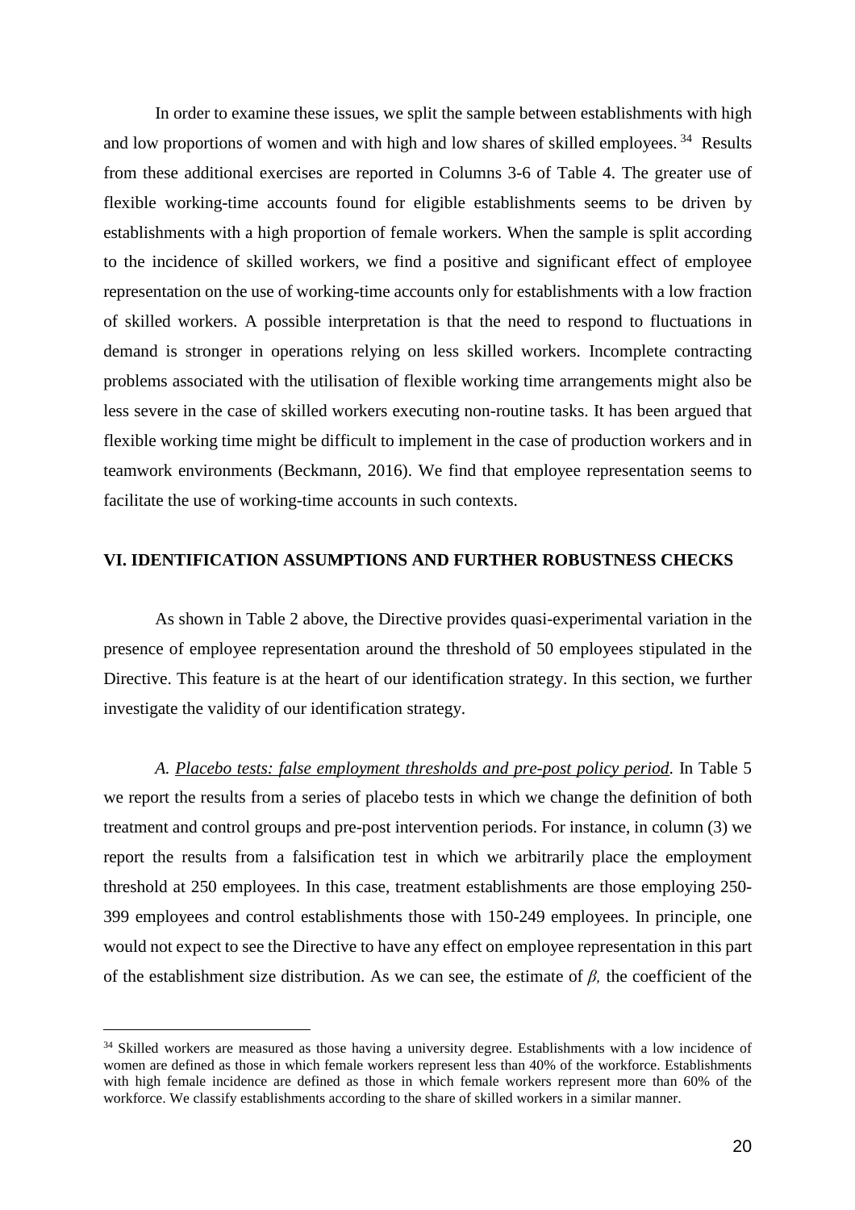In order to examine these issues, we split the sample between establishments with high and low proportions of women and with high and low shares of skilled employees. [34] Results from these additional exercises are reported in Columns 3-6 of Table 4. The greater use of flexible working-time accounts found for eligible establishments seems to be driven by establishments with a high proportion of female workers. When the sample is split according to the incidence of skilled workers, we find a positive and significant effect of employee representation on the use of working-time accounts only for establishments with a low fraction of skilled workers. A possible interpretation is that the need to respond to fluctuations in demand is stronger in operations relying on less skilled workers. Incomplete contracting problems associated with the utilisation of flexible working time arrangements might also be less severe in the case of skilled workers executing non-routine tasks. It has been argued that flexible working time might be difficult to implement in the case of production workers and in teamwork environments (Beckmann, 2016). We find that employee representation seems to facilitate the use of working-time accounts in such contexts.

## VI. IDENTIFICATION ASSUMPTIONS AND FURTHER ROBUSTNESS CHECKS

As shown in Table 2 above, the Directive provides quasi-experimental variation in the presence of employee representation around the threshold of 50 employees stipulated in the Directive. This feature is at the heart of our identification strategy. In this section, we further investigate the validity of our identification strategy.

*A. Placebo tests: false employment thresholds and pre-post policy period*. In Table 5 we report the results from a series of placebo tests in which we change the definition of both treatment and control groups and pre-post intervention periods. For instance, in column (3) we report the results from a falsification test in which we arbitrarily place the employment threshold at 250 employees. In this case, treatment establishments are those employing 250-399 employees and control establishments those with 150-249 employees. In principle, one would not expect to see the Directive to have any effect on employee representation in this part of the establishment size distribution. As we can see, the estimate of $\beta$, the coefficient of the

---

[34] Skilled workers are measured as those having a university degree. Establishments with a low incidence of women are defined as those in which female workers represent less than 40% of the workforce. Establishments with high female incidence are defined as those in which female workers represent more than 60% of the workforce. We classify establishments according to the share of skilled workers in a similar manner.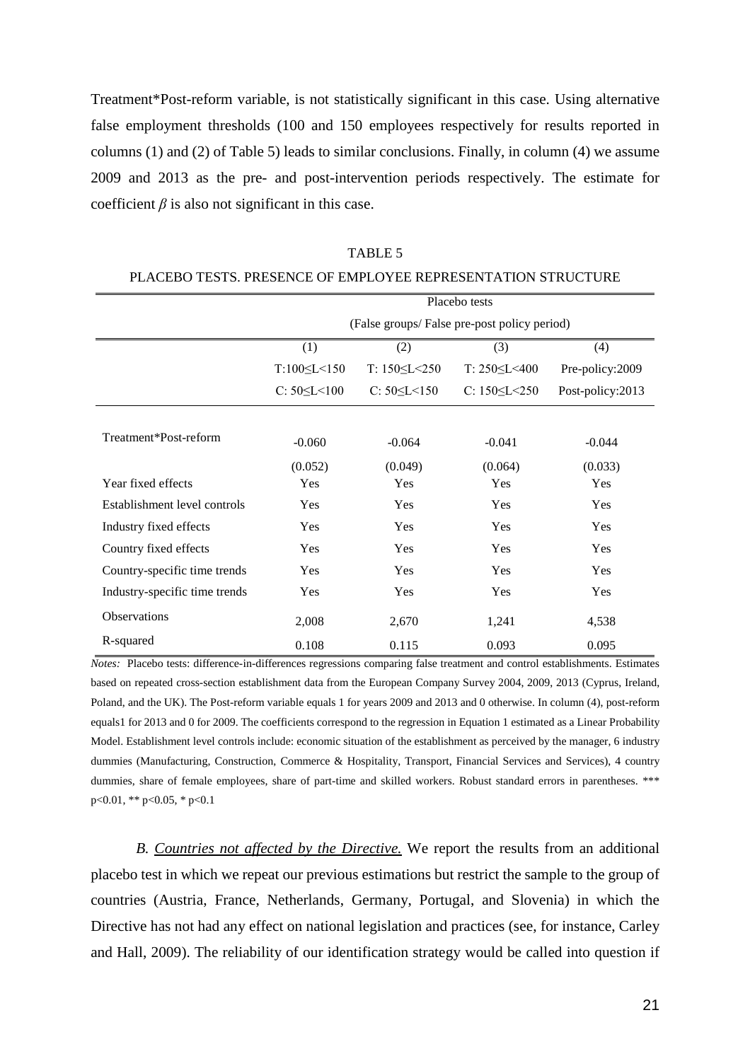Treatment*Post-reform variable, is not statistically significant in this case. Using alternative false employment thresholds (100 and 150 employees respectively for results reported in columns (1) and (2) of Table 5) leads to similar conclusions. Finally, in column (4) we assume 2009 and 2013 as the pre- and post-intervention periods respectively. The estimate for coefficient $\beta$ is also not significant in this case.

TABLE 5

PLACEBO TESTS. PRESENCE OF EMPLOYEE REPRESENTATION STRUCTURE

| | Placebo tests (False groups/ False pre-post policy period) | | | |
|---|---|---|---|---|
| | (1) | (2) | (3) | (4) |
| | T:100≤L<150 | T: 150≤L<250 | T: 250≤L<400 | Pre-policy:2009 |
| | C: 50≤L<100 | C: 50≤L<150 | C: 150≤L<250 | Post-policy:2013 |
| Treatment*Post-reform | -0.060 | -0.064 | -0.041 | -0.044 |
| | (0.052) | (0.049) | (0.064) | (0.033) |
| Year fixed effects | Yes | Yes | Yes | Yes |
| Establishment level controls | Yes | Yes | Yes | Yes |
| Industry fixed effects | Yes | Yes | Yes | Yes |
| Country fixed effects | Yes | Yes | Yes | Yes |
| Country-specific time trends | Yes | Yes | Yes | Yes |
| Industry-specific time trends | Yes | Yes | Yes | Yes |
| Observations | 2,008 | 2,670 | 1,241 | 4,538 |
| R-squared | 0.108 | 0.115 | 0.093 | 0.095 |

*Notes:* Placebo tests: difference-in-differences regressions comparing false treatment and control establishments. Estimates based on repeated cross-section establishment data from the European Company Survey 2004, 2009, 2013 (Cyprus, Ireland, Poland, and the UK). The Post-reform variable equals 1 for years 2009 and 2013 and 0 otherwise. In column (4), post-reform equals1 for 2013 and 0 for 2009. The coefficients correspond to the regression in Equation 1 estimated as a Linear Probability Model. Establishment level controls include: economic situation of the establishment as perceived by the manager, 6 industry dummies (Manufacturing, Construction, Commerce & Hospitality, Transport, Financial Services and Services), 4 country dummies, share of female employees, share of part-time and skilled workers. Robust standard errors in parentheses. *** p<0.01, ** p<0.05, * p<0.1

*B. Countries not affected by the Directive.* We report the results from an additional placebo test in which we repeat our previous estimations but restrict the sample to the group of countries (Austria, France, Netherlands, Germany, Portugal, and Slovenia) in which the Directive has not had any effect on national legislation and practices (see, for instance, Carley and Hall, 2009). The reliability of our identification strategy would be called into question if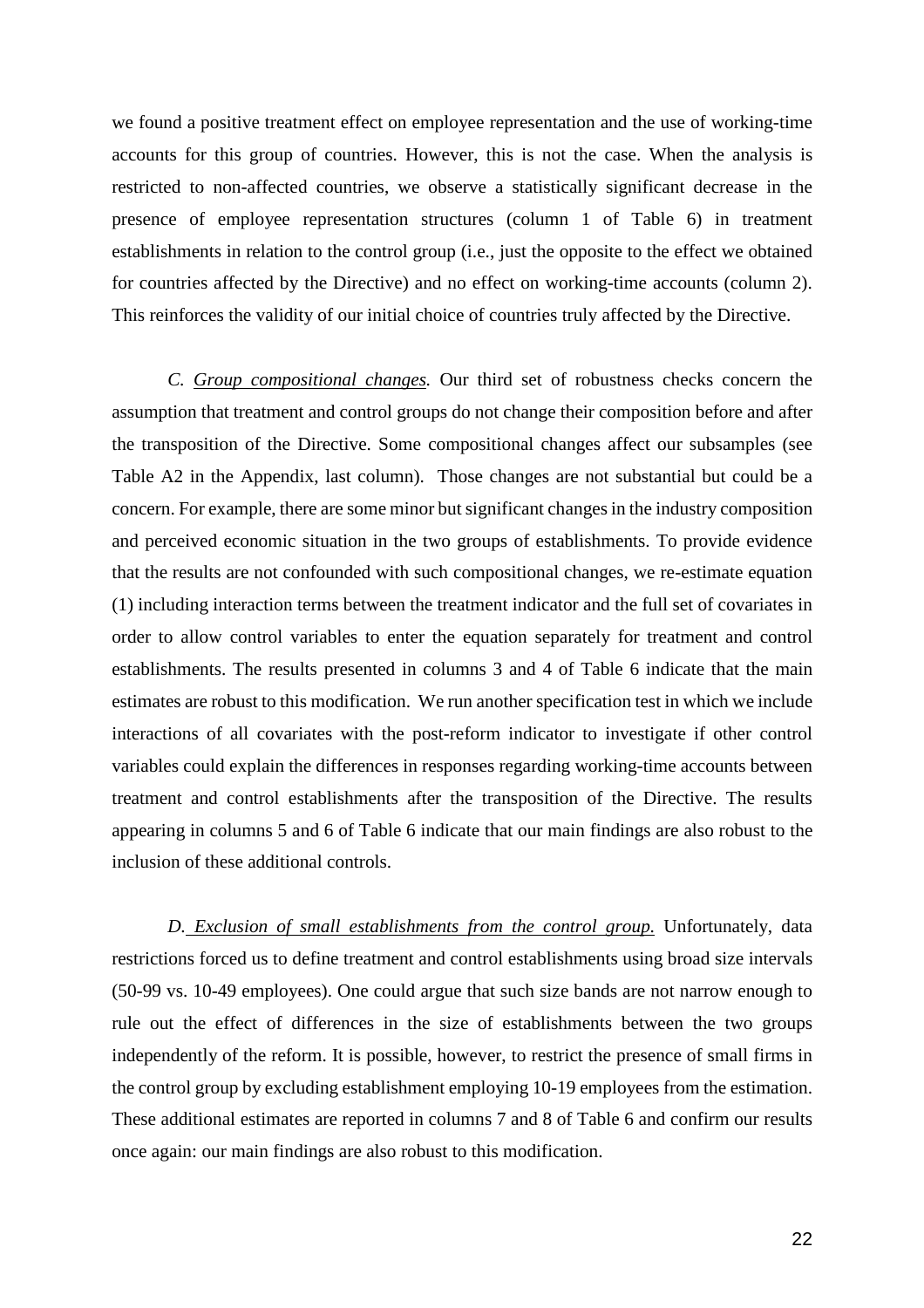we found a positive treatment effect on employee representation and the use of working-time accounts for this group of countries. However, this is not the case. When the analysis is restricted to non-affected countries, we observe a statistically significant decrease in the presence of employee representation structures (column 1 of Table 6) in treatment establishments in relation to the control group (i.e., just the opposite to the effect we obtained for countries affected by the Directive) and no effect on working-time accounts (column 2). This reinforces the validity of our initial choice of countries truly affected by the Directive.

*C. Group compositional changes.* Our third set of robustness checks concern the assumption that treatment and control groups do not change their composition before and after the transposition of the Directive. Some compositional changes affect our subsamples (see Table A2 in the Appendix, last column). Those changes are not substantial but could be a concern. For example, there are some minor but significant changes in the industry composition and perceived economic situation in the two groups of establishments. To provide evidence that the results are not confounded with such compositional changes, we re-estimate equation (1) including interaction terms between the treatment indicator and the full set of covariates in order to allow control variables to enter the equation separately for treatment and control establishments. The results presented in columns 3 and 4 of Table 6 indicate that the main estimates are robust to this modification. We run another specification test in which we include interactions of all covariates with the post-reform indicator to investigate if other control variables could explain the differences in responses regarding working-time accounts between treatment and control establishments after the transposition of the Directive. The results appearing in columns 5 and 6 of Table 6 indicate that our main findings are also robust to the inclusion of these additional controls.

*D. Exclusion of small establishments from the control group.* Unfortunately, data restrictions forced us to define treatment and control establishments using broad size intervals (50-99 vs. 10-49 employees). One could argue that such size bands are not narrow enough to rule out the effect of differences in the size of establishments between the two groups independently of the reform. It is possible, however, to restrict the presence of small firms in the control group by excluding establishment employing 10-19 employees from the estimation. These additional estimates are reported in columns 7 and 8 of Table 6 and confirm our results once again: our main findings are also robust to this modification.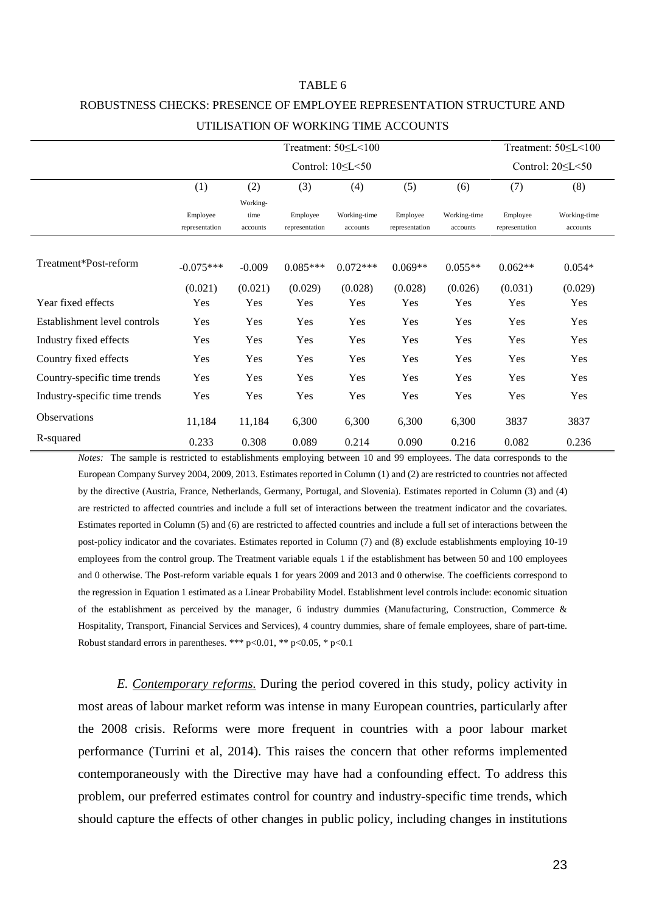TABLE 6

ROBUSTNESS CHECKS: PRESENCE OF EMPLOYEE REPRESENTATION STRUCTURE AND UTILISATION OF WORKING TIME ACCOUNTS

| | Treatment: 50≤L<100 Control: 10≤L<50 | | | | | | Treatment: 50≤L<100 Control: 20≤L<50 | |
|---|---|---|---|---|---|---|---|---|
| | (1) | (2) | (3) | (4) | (5) | (6) | (7) | (8) |
| | Employee representation | Working-time accounts | Employee representation | Working-time accounts | Employee representation | Working-time accounts | Employee representation | Working-time accounts |
| Treatment*Post-reform | -0.075*** | -0.009 | 0.085*** | 0.072*** | 0.069** | 0.055** | 0.062** | 0.054* |
| | (0.021) | (0.021) | (0.029) | (0.028) | (0.028) | (0.026) | (0.031) | (0.029) |
| Year fixed effects | Yes | Yes | Yes | Yes | Yes | Yes | Yes | Yes |
| Establishment level controls | Yes | Yes | Yes | Yes | Yes | Yes | Yes | Yes |
| Industry fixed effects | Yes | Yes | Yes | Yes | Yes | Yes | Yes | Yes |
| Country fixed effects | Yes | Yes | Yes | Yes | Yes | Yes | Yes | Yes |
| Country-specific time trends | Yes | Yes | Yes | Yes | Yes | Yes | Yes | Yes |
| Industry-specific time trends | Yes | Yes | Yes | Yes | Yes | Yes | Yes | Yes |
| Observations | 11,184 | 11,184 | 6,300 | 6,300 | 6,300 | 6,300 | 3837 | 3837 |
| R-squared | 0.233 | 0.308 | 0.089 | 0.214 | 0.090 | 0.216 | 0.082 | 0.236 |

*Notes:* The sample is restricted to establishments employing between 10 and 99 employees. The data corresponds to the European Company Survey 2004, 2009, 2013. Estimates reported in Column (1) and (2) are restricted to countries not affected by the directive (Austria, France, Netherlands, Germany, Portugal, and Slovenia). Estimates reported in Column (3) and (4) are restricted to affected countries and include a full set of interactions between the treatment indicator and the covariates. Estimates reported in Column (5) and (6) are restricted to affected countries and include a full set of interactions between the post-policy indicator and the covariates. Estimates reported in Column (7) and (8) exclude establishments employing 10-19 employees from the control group. The Treatment variable equals 1 if the establishment has between 50 and 100 employees and 0 otherwise. The Post-reform variable equals 1 for years 2009 and 2013 and 0 otherwise. The coefficients correspond to the regression in Equation 1 estimated as a Linear Probability Model. Establishment level controls include: economic situation of the establishment as perceived by the manager, 6 industry dummies (Manufacturing, Construction, Commerce & Hospitality, Transport, Financial Services and Services), 4 country dummies, share of female employees, share of part-time. Robust standard errors in parentheses. *** p<0.01, ** p<0.05, * p<0.1

*E. Contemporary reforms.* During the period covered in this study, policy activity in most areas of labour market reform was intense in many European countries, particularly after the 2008 crisis. Reforms were more frequent in countries with a poor labour market performance (Turrini et al, 2014). This raises the concern that other reforms implemented contemporaneously with the Directive may have had a confounding effect. To address this problem, our preferred estimates control for country and industry-specific time trends, which should capture the effects of other changes in public policy, including changes in institutions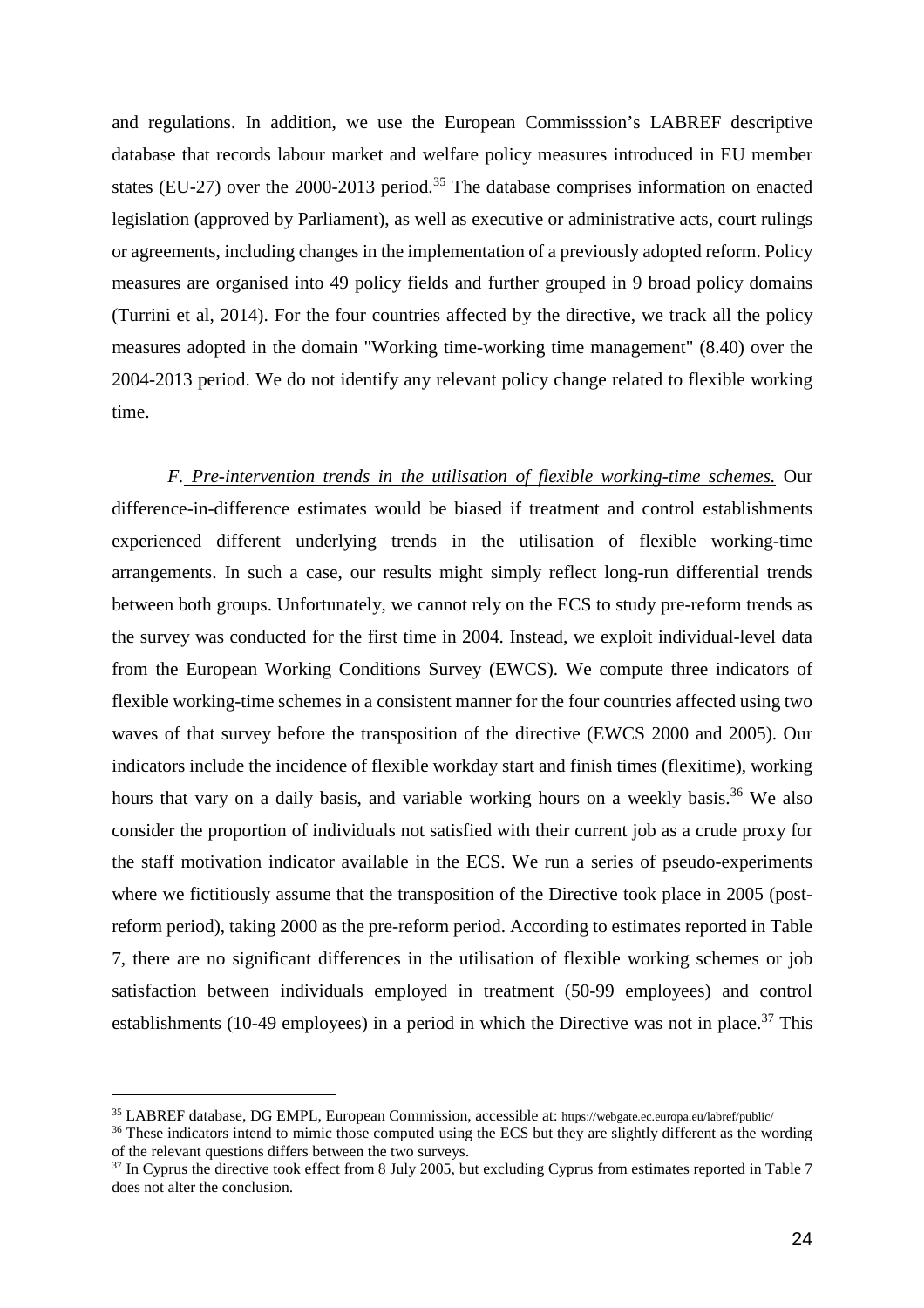and regulations. In addition, we use the European Commisssion's LABREF descriptive database that records labour market and welfare policy measures introduced in EU member states (EU-27) over the 2000-2013 period.[35] The database comprises information on enacted legislation (approved by Parliament), as well as executive or administrative acts, court rulings or agreements, including changes in the implementation of a previously adopted reform. Policy measures are organised into 49 policy fields and further grouped in 9 broad policy domains (Turrini et al, 2014). For the four countries affected by the directive, we track all the policy measures adopted in the domain "Working time-working time management" (8.40) over the 2004-2013 period. We do not identify any relevant policy change related to flexible working time.

*F. Pre-intervention trends in the utilisation of flexible working-time schemes.* Our difference-in-difference estimates would be biased if treatment and control establishments experienced different underlying trends in the utilisation of flexible working-time arrangements. In such a case, our results might simply reflect long-run differential trends between both groups. Unfortunately, we cannot rely on the ECS to study pre-reform trends as the survey was conducted for the first time in 2004. Instead, we exploit individual-level data from the European Working Conditions Survey (EWCS). We compute three indicators of flexible working-time schemes in a consistent manner for the four countries affected using two waves of that survey before the transposition of the directive (EWCS 2000 and 2005). Our indicators include the incidence of flexible workday start and finish times (flexitime), working hours that vary on a daily basis, and variable working hours on a weekly basis.[36] We also consider the proportion of individuals not satisfied with their current job as a crude proxy for the staff motivation indicator available in the ECS. We run a series of pseudo-experiments where we fictitiously assume that the transposition of the Directive took place in 2005 (post-reform period), taking 2000 as the pre-reform period. According to estimates reported in Table 7, there are no significant differences in the utilisation of flexible working schemes or job satisfaction between individuals employed in treatment (50-99 employees) and control establishments (10-49 employees) in a period in which the Directive was not in place.[37] This

---

[35] LABREF database, DG EMPL, European Commission, accessible at: https://webgate.ec.europa.eu/labref/public/

[36] These indicators intend to mimic those computed using the ECS but they are slightly different as the wording of the relevant questions differs between the two surveys.

[37] In Cyprus the directive took effect from 8 July 2005, but excluding Cyprus from estimates reported in Table 7 does not alter the conclusion.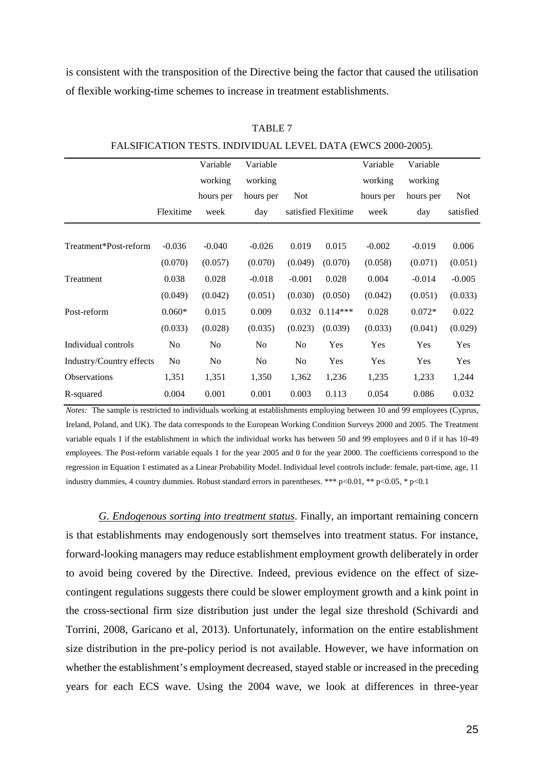is consistent with the transposition of the Directive being the factor that caused the utilisation of flexible working-time schemes to increase in treatment establishments.

TABLE 7

FALSIFICATION TESTS. INDIVIDUAL LEVEL DATA (EWCS 2000-2005).

| | Flexitime | Variable working hours per week | Variable working hours per day | Not satisfied | Flexitime | Variable working hours per week | Variable working hours per day | Not satisfied |
|---|---|---|---|---|---|---|---|---|
| Treatment*Post-reform | -0.036 | -0.040 | -0.026 | 0.019 | 0.015 | -0.002 | -0.019 | 0.006 |
| | (0.070) | (0.057) | (0.070) | (0.049) | (0.070) | (0.058) | (0.071) | (0.051) |
| Treatment | 0.038 | 0.028 | -0.018 | -0.001 | 0.028 | 0.004 | -0.014 | -0.005 |
| | (0.049) | (0.042) | (0.051) | (0.030) | (0.050) | (0.042) | (0.051) | (0.033) |
| Post-reform | 0.060* | 0.015 | 0.009 | 0.032 | 0.114*** | 0.028 | 0.072* | 0.022 |
| | (0.033) | (0.028) | (0.035) | (0.023) | (0.039) | (0.033) | (0.041) | (0.029) |
| Individual controls | No | No | No | No | Yes | Yes | Yes | Yes |
| Industry/Country effects | No | No | No | No | Yes | Yes | Yes | Yes |
| Observations | 1,351 | 1,351 | 1,350 | 1,362 | 1,236 | 1,235 | 1,233 | 1,244 |
| R-squared | 0.004 | 0.001 | 0.001 | 0.003 | 0.113 | 0.054 | 0.086 | 0.032 |

*Notes:* The sample is restricted to individuals working at establishments employing between 10 and 99 employees (Cyprus, Ireland, Poland, and UK). The data corresponds to the European Working Condition Surveys 2000 and 2005. The Treatment variable equals 1 if the establishment in which the individual works has between 50 and 99 employees and 0 if it has 10-49 employees. The Post-reform variable equals 1 for the year 2005 and 0 for the year 2000. The coefficients correspond to the regression in Equation 1 estimated as a Linear Probability Model. Individual level controls include: female, part-time, age, 11 industry dummies, 4 country dummies. Robust standard errors in parentheses. *** p<0.01, ** p<0.05, * p<0.1

*G. Endogenous sorting into treatment status*. Finally, an important remaining concern is that establishments may endogenously sort themselves into treatment status. For instance, forward-looking managers may reduce establishment employment growth deliberately in order to avoid being covered by the Directive. Indeed, previous evidence on the effect of size-contingent regulations suggests there could be slower employment growth and a kink point in the cross-sectional firm size distribution just under the legal size threshold (Schivardi and Torrini, 2008, Garicano et al, 2013). Unfortunately, information on the entire establishment size distribution in the pre-policy period is not available. However, we have information on whether the establishment's employment decreased, stayed stable or increased in the preceding years for each ECS wave. Using the 2004 wave, we look at differences in three-year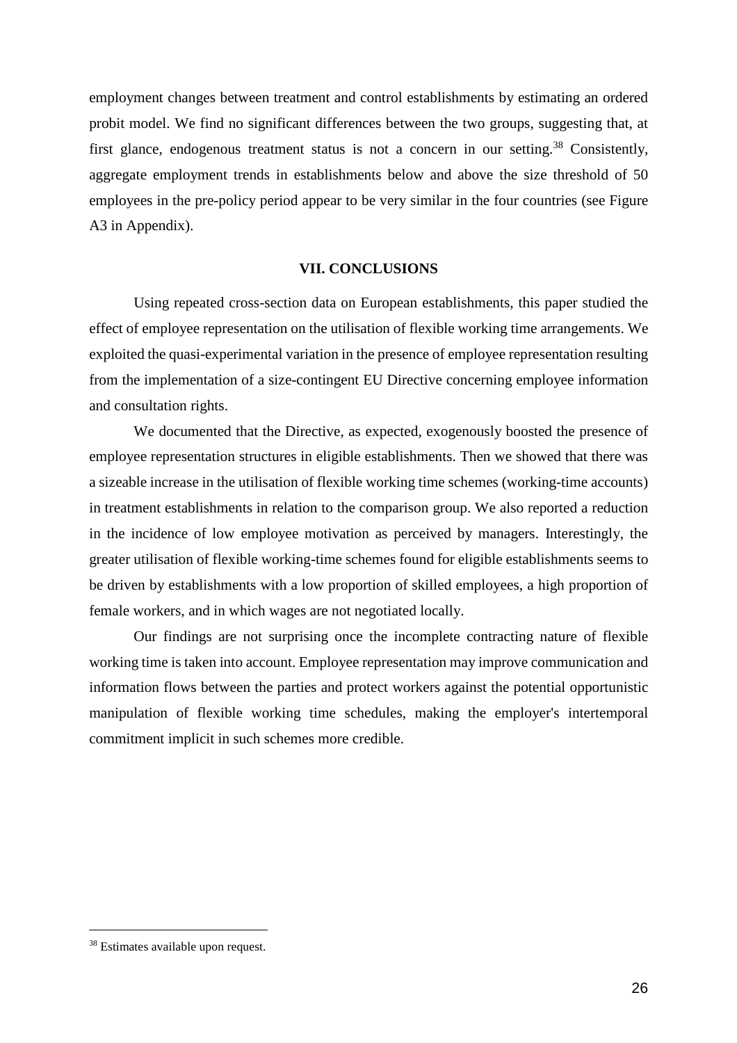employment changes between treatment and control establishments by estimating an ordered probit model. We find no significant differences between the two groups, suggesting that, at first glance, endogenous treatment status is not a concern in our setting.[38] Consistently, aggregate employment trends in establishments below and above the size threshold of 50 employees in the pre-policy period appear to be very similar in the four countries (see Figure A3 in Appendix).

## VII. CONCLUSIONS

Using repeated cross-section data on European establishments, this paper studied the effect of employee representation on the utilisation of flexible working time arrangements. We exploited the quasi-experimental variation in the presence of employee representation resulting from the implementation of a size-contingent EU Directive concerning employee information and consultation rights.

We documented that the Directive, as expected, exogenously boosted the presence of employee representation structures in eligible establishments. Then we showed that there was a sizeable increase in the utilisation of flexible working time schemes (working-time accounts) in treatment establishments in relation to the comparison group. We also reported a reduction in the incidence of low employee motivation as perceived by managers. Interestingly, the greater utilisation of flexible working-time schemes found for eligible establishments seems to be driven by establishments with a low proportion of skilled employees, a high proportion of female workers, and in which wages are not negotiated locally.

Our findings are not surprising once the incomplete contracting nature of flexible working time is taken into account. Employee representation may improve communication and information flows between the parties and protect workers against the potential opportunistic manipulation of flexible working time schedules, making the employer's intertemporal commitment implicit in such schemes more credible.

[38] Estimates available upon request.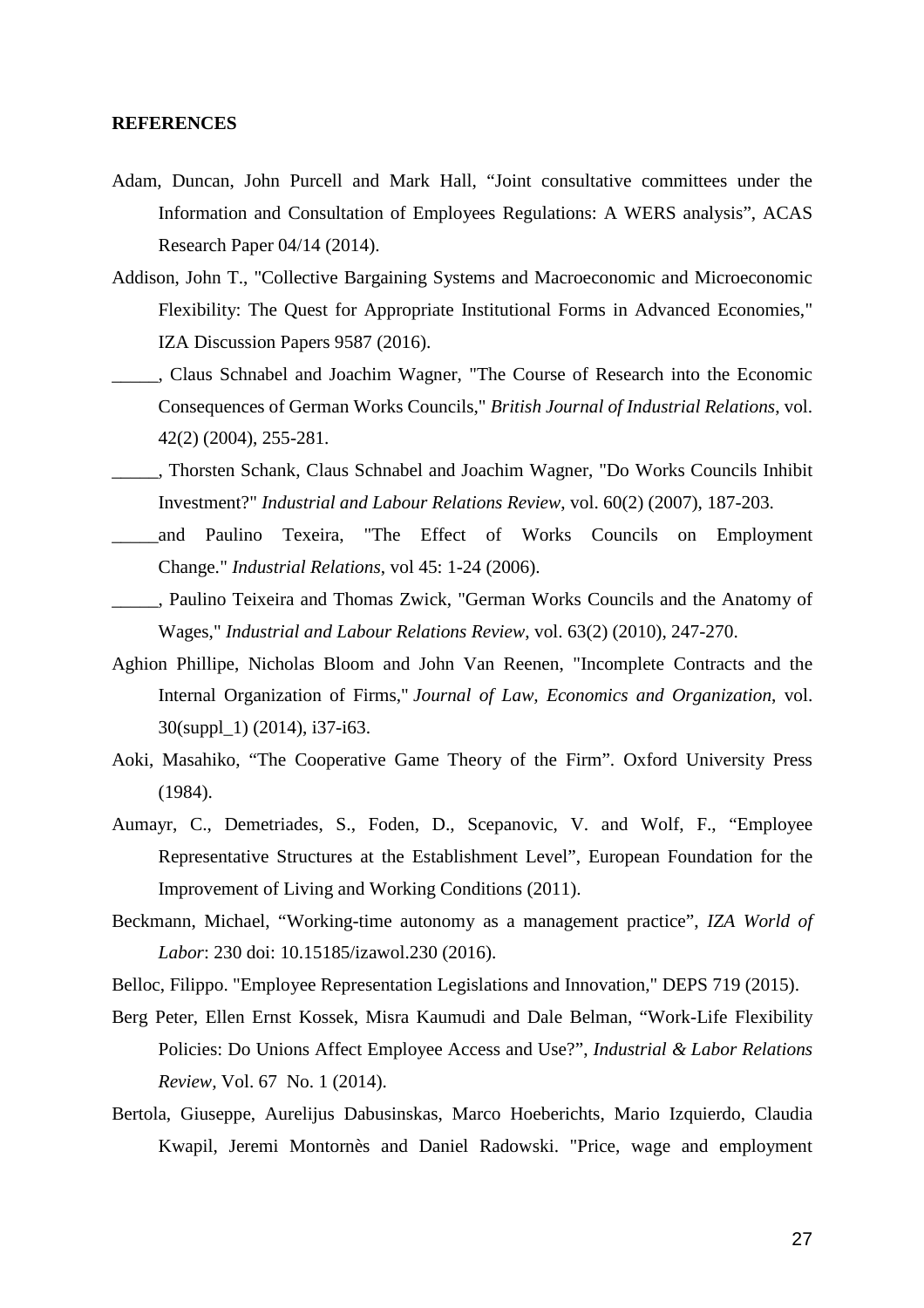**REFERENCES**

Adam, Duncan, John Purcell and Mark Hall, “Joint consultative committees under the Information and Consultation of Employees Regulations: A WERS analysis”, ACAS Research Paper 04/14 (2014).

Addison, John T., "Collective Bargaining Systems and Macroeconomic and Microeconomic Flexibility: The Quest for Appropriate Institutional Forms in Advanced Economies," IZA Discussion Papers 9587 (2016).

_____, Claus Schnabel and Joachim Wagner, "The Course of Research into the Economic Consequences of German Works Councils," *British Journal of Industrial Relations*, vol. 42(2) (2004), 255-281.

_____, Thorsten Schank, Claus Schnabel and Joachim Wagner, "Do Works Councils Inhibit Investment?" *Industrial and Labour Relations Review*, vol. 60(2) (2007), 187-203.

_____and Paulino Texeira, "The Effect of Works Councils on Employment Change." *Industrial Relations*, vol 45: 1-24 (2006).

_____, Paulino Teixeira and Thomas Zwick, "German Works Councils and the Anatomy of Wages," *Industrial and Labour Relations Review*, vol. 63(2) (2010), 247-270.

Aghion Phillipe, Nicholas Bloom and John Van Reenen, "Incomplete Contracts and the Internal Organization of Firms," *Journal of Law, Economics and Organization*, vol. 30(suppl_1) (2014), i37-i63.

Aoki, Masahiko, “The Cooperative Game Theory of the Firm”. Oxford University Press (1984).

Aumayr, C., Demetriades, S., Foden, D., Scepanovic, V. and Wolf, F., “Employee Representative Structures at the Establishment Level”, European Foundation for the Improvement of Living and Working Conditions (2011).

Beckmann, Michael, “Working-time autonomy as a management practice”, *IZA World of Labor*: 230 doi: 10.15185/izawol.230 (2016).

Belloc, Filippo. "Employee Representation Legislations and Innovation," DEPS 719 (2015).

Berg Peter, Ellen Ernst Kossek, Misra Kaumudi and Dale Belman, “Work-Life Flexibility Policies: Do Unions Affect Employee Access and Use?”, *Industrial & Labor Relations Review*, Vol. 67 No. 1 (2014).

Bertola, Giuseppe, Aurelijus Dabusinskas, Marco Hoeberichts, Mario Izquierdo, Claudia Kwapil, Jeremi Montornès and Daniel Radowski. "Price, wage and employment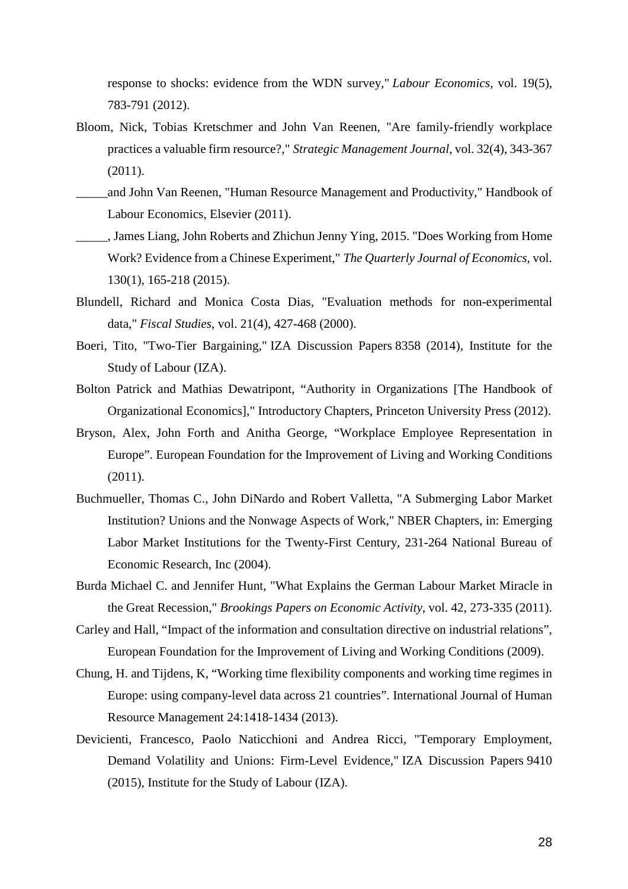response to shocks: evidence from the WDN survey," *Labour Economics*, vol. 19(5), 783-791 (2012).

Bloom, Nick, Tobias Kretschmer and John Van Reenen, "Are family-friendly workplace practices a valuable firm resource?," *Strategic Management Journal*, vol. 32(4), 343-367 (2011).

_____and John Van Reenen, "Human Resource Management and Productivity," Handbook of Labour Economics, Elsevier (2011).

_____, James Liang, John Roberts and Zhichun Jenny Ying, 2015. "Does Working from Home Work? Evidence from a Chinese Experiment," *The Quarterly Journal of Economics*, vol. 130(1), 165-218 (2015).

Blundell, Richard and Monica Costa Dias, "Evaluation methods for non-experimental data," *Fiscal Studies*, vol. 21(4), 427-468 (2000).

Boeri, Tito, "Two-Tier Bargaining," IZA Discussion Papers 8358 (2014), Institute for the Study of Labour (IZA).

Bolton Patrick and Mathias Dewatripont, "Authority in Organizations [The Handbook of Organizational Economics]," Introductory Chapters, Princeton University Press (2012).

Bryson, Alex, John Forth and Anitha George, "Workplace Employee Representation in Europe". European Foundation for the Improvement of Living and Working Conditions (2011).

Buchmueller, Thomas C., John DiNardo and Robert Valletta, "A Submerging Labor Market Institution? Unions and the Nonwage Aspects of Work," NBER Chapters, in: Emerging Labor Market Institutions for the Twenty-First Century, 231-264 National Bureau of Economic Research, Inc (2004).

Burda Michael C. and Jennifer Hunt, "What Explains the German Labour Market Miracle in the Great Recession," *Brookings Papers on Economic Activity*, vol. 42, 273-335 (2011).

Carley and Hall, "Impact of the information and consultation directive on industrial relations", European Foundation for the Improvement of Living and Working Conditions (2009).

Chung, H. and Tijdens, K, "Working time flexibility components and working time regimes in Europe: using company-level data across 21 countries". International Journal of Human Resource Management 24:1418-1434 (2013).

Devicienti, Francesco, Paolo Naticchioni and Andrea Ricci, "Temporary Employment, Demand Volatility and Unions: Firm-Level Evidence," IZA Discussion Papers 9410 (2015), Institute for the Study of Labour (IZA).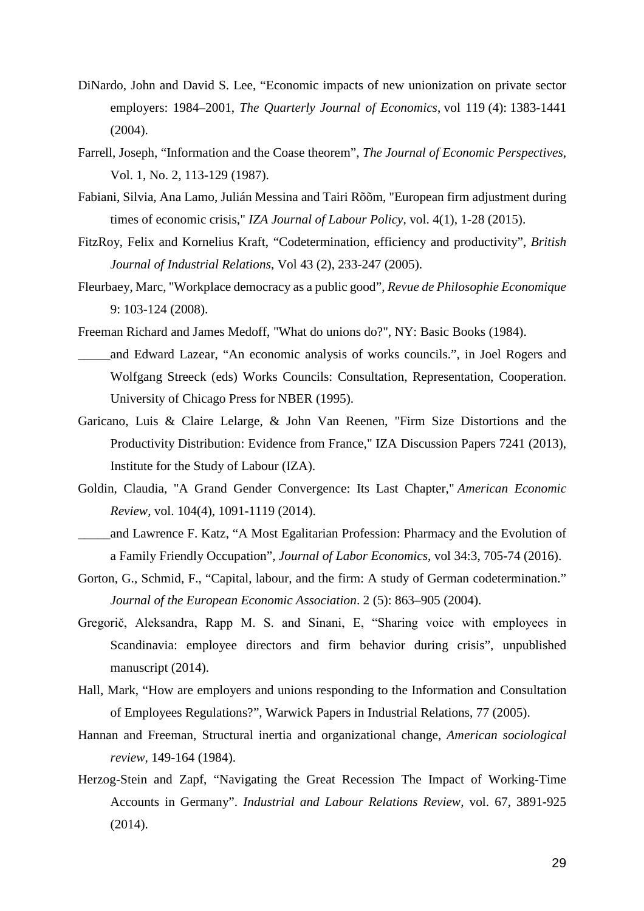DiNardo, John and David S. Lee, “Economic impacts of new unionization on private sector employers: 1984–2001, *The Quarterly Journal of Economics*, vol 119 (4): 1383-1441 (2004).

Farrell, Joseph, “Information and the Coase theorem”, *The Journal of Economic Perspectives*, Vol. 1, No. 2, 113-129 (1987).

Fabiani, Silvia, Ana Lamo, Julián Messina and Tairi Rõõm, "European firm adjustment during times of economic crisis," *IZA Journal of Labour Policy*, vol. 4(1), 1-28 (2015).

FitzRoy, Felix and Kornelius Kraft, “Codetermination, efficiency and productivity”, *British Journal of Industrial Relations*, Vol 43 (2), 233-247 (2005).

Fleurbaey, Marc, "Workplace democracy as a public good", *Revue de Philosophie Economique* 9: 103-124 (2008).

Freeman Richard and James Medoff, "What do unions do?", NY: Basic Books (1984).

_____and Edward Lazear, “An economic analysis of works councils.”, in Joel Rogers and Wolfgang Streeck (eds) Works Councils: Consultation, Representation, Cooperation. University of Chicago Press for NBER (1995).

Garicano, Luis & Claire Lelarge, & John Van Reenen, "Firm Size Distortions and the Productivity Distribution: Evidence from France," IZA Discussion Papers 7241 (2013), Institute for the Study of Labour (IZA).

Goldin, Claudia, "A Grand Gender Convergence: Its Last Chapter," *American Economic Review*, vol. 104(4), 1091-1119 (2014).

_____and Lawrence F. Katz, “A Most Egalitarian Profession: Pharmacy and the Evolution of a Family Friendly Occupation”, *Journal of Labor Economics*, vol 34:3, 705-74 (2016).

Gorton, G., Schmid, F., “Capital, labour, and the firm: A study of German codetermination.” *Journal of the European Economic Association*. 2 (5): 863–905 (2004).

Gregorič, Aleksandra, Rapp M. S. and Sinani, E, “Sharing voice with employees in Scandinavia: employee directors and firm behavior during crisis”, unpublished manuscript (2014).

Hall, Mark, “How are employers and unions responding to the Information and Consultation of Employees Regulations?”, Warwick Papers in Industrial Relations, 77 (2005).

Hannan and Freeman, Structural inertia and organizational change, *American sociological review*, 149-164 (1984).

Herzog-Stein and Zapf, “Navigating the Great Recession The Impact of Working-Time Accounts in Germany”. *Industrial and Labour Relations Review*, vol. 67, 3891-925 (2014).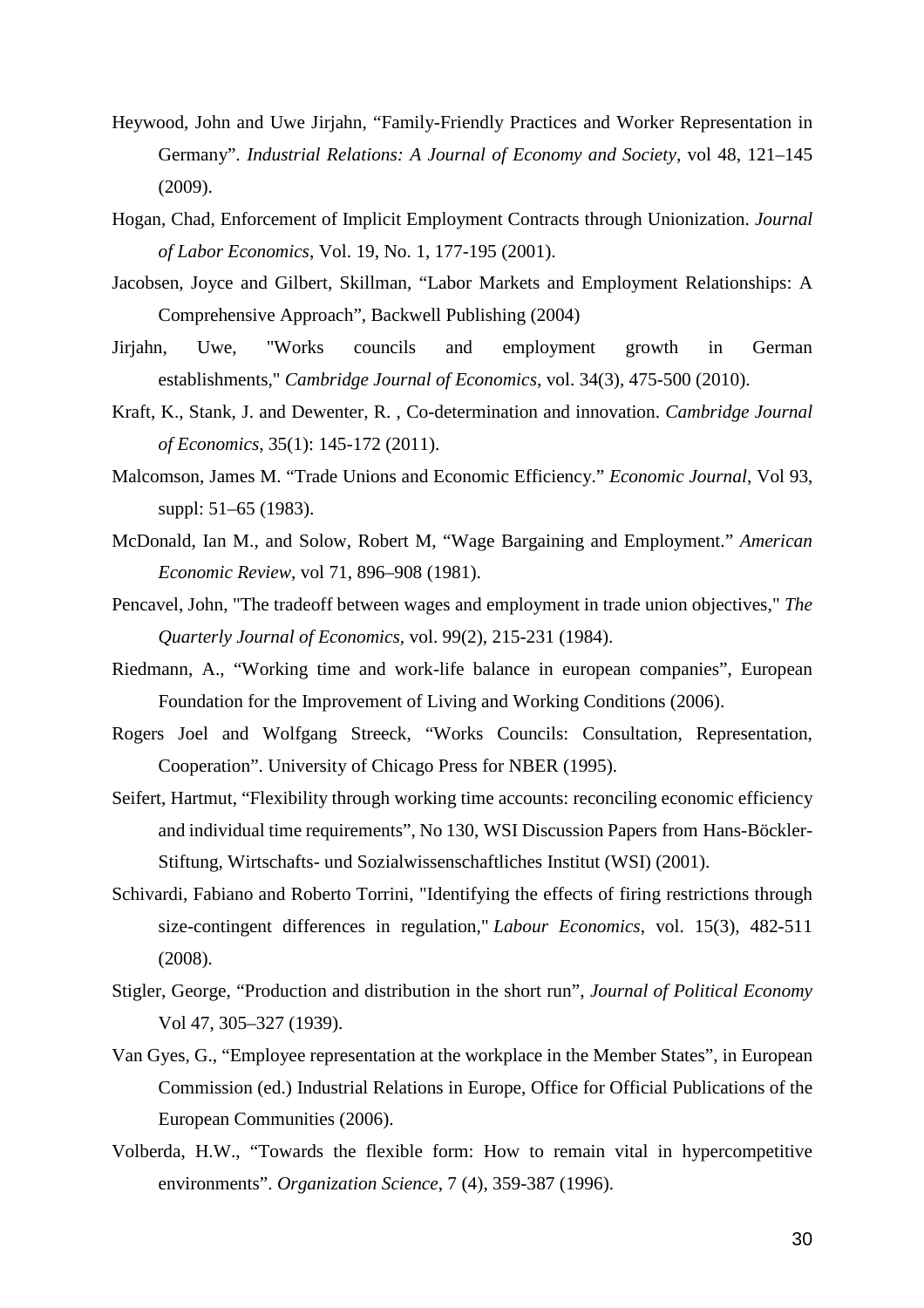Heywood, John and Uwe Jirjahn, "Family-Friendly Practices and Worker Representation in Germany". *Industrial Relations: A Journal of Economy and Society*, vol 48, 121–145 (2009).

Hogan, Chad, Enforcement of Implicit Employment Contracts through Unionization. *Journal of Labor Economics*, Vol. 19, No. 1, 177-195 (2001).

Jacobsen, Joyce and Gilbert, Skillman, "Labor Markets and Employment Relationships: A Comprehensive Approach", Backwell Publishing (2004)

Jirjahn, Uwe, "Works councils and employment growth in German establishments," *Cambridge Journal of Economics,* vol. 34(3), 475-500 (2010).

Kraft, K., Stank, J. and Dewenter, R. , Co-determination and innovation. *Cambridge Journal of Economics*, 35(1): 145-172 (2011).

Malcomson, James M. "Trade Unions and Economic Efficiency." *Economic Journal*, Vol 93, suppl: 51–65 (1983).

McDonald, Ian M., and Solow, Robert M, "Wage Bargaining and Employment." *American Economic Review*, vol 71, 896–908 (1981).

Pencavel, John, "The tradeoff between wages and employment in trade union objectives," *The Quarterly Journal of Economics,* vol. 99(2), 215-231 (1984).

Riedmann, A., "Working time and work-life balance in european companies", European Foundation for the Improvement of Living and Working Conditions (2006).

Rogers Joel and Wolfgang Streeck, "Works Councils: Consultation, Representation, Cooperation". University of Chicago Press for NBER (1995).

Seifert, Hartmut, "Flexibility through working time accounts: reconciling economic efficiency and individual time requirements", No 130, WSI Discussion Papers from Hans-Böckler-Stiftung, Wirtschafts- und Sozialwissenschaftliches Institut (WSI) (2001).

Schivardi, Fabiano and Roberto Torrini, "Identifying the effects of firing restrictions through size-contingent differences in regulation," *Labour Economics*, vol. 15(3), 482-511 (2008).

Stigler, George, "Production and distribution in the short run", *Journal of Political Economy* Vol 47, 305–327 (1939).

Van Gyes, G., "Employee representation at the workplace in the Member States", in European Commission (ed.) Industrial Relations in Europe, Office for Official Publications of the European Communities (2006).

Volberda, H.W., "Towards the flexible form: How to remain vital in hypercompetitive environments". *Organization Science*, 7 (4), 359-387 (1996).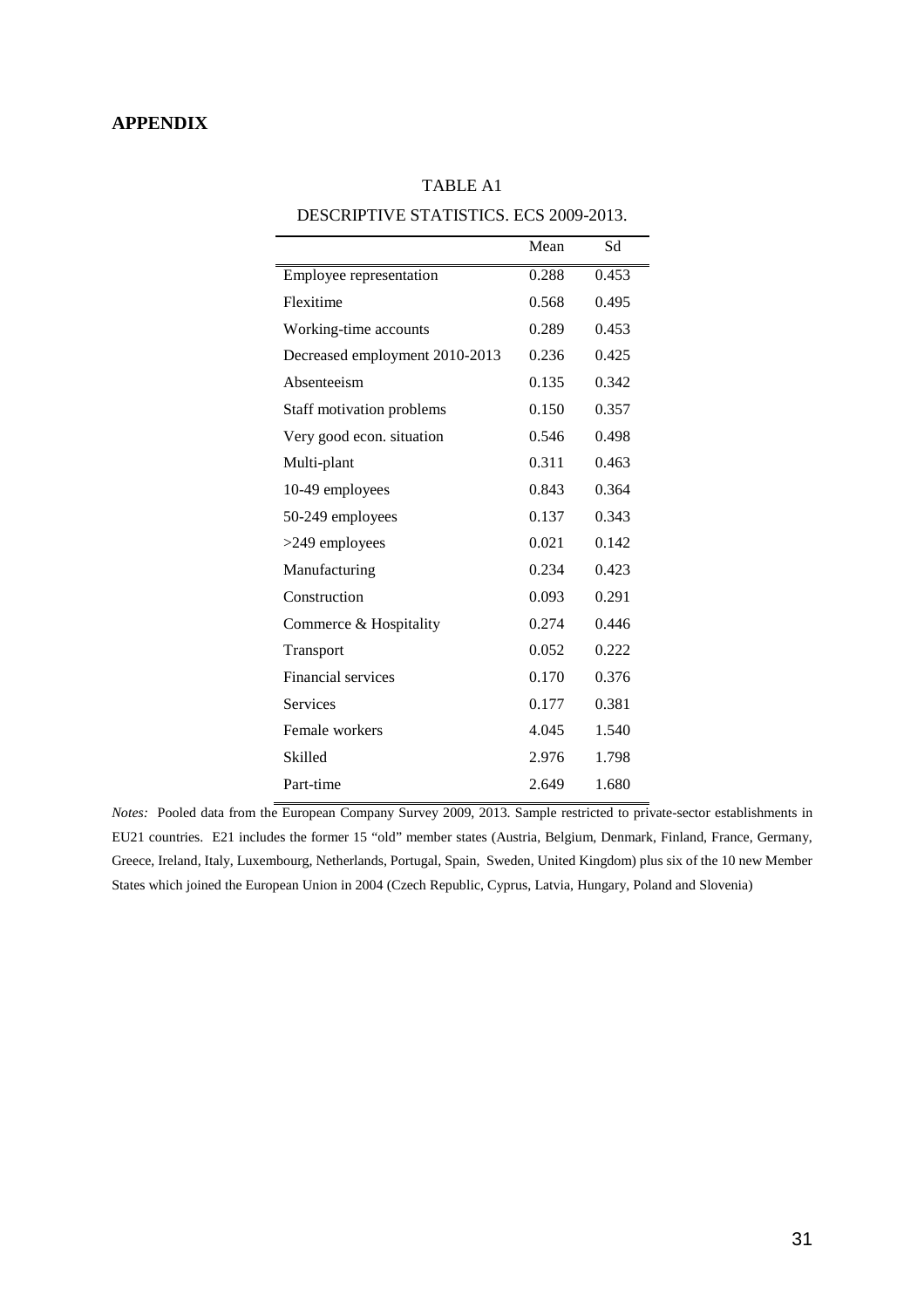## APPENDIX

TABLE A1

DESCRIPTIVE STATISTICS. ECS 2009-2013.

| | Mean | Sd |
|---|---|---|
| Employee representation | 0.288 | 0.453 |
| Flexitime | 0.568 | 0.495 |
| Working-time accounts | 0.289 | 0.453 |
| Decreased employment 2010-2013 | 0.236 | 0.425 |
| Absenteeism | 0.135 | 0.342 |
| Staff motivation problems | 0.150 | 0.357 |
| Very good econ. situation | 0.546 | 0.498 |
| Multi-plant | 0.311 | 0.463 |
| 10-49 employees | 0.843 | 0.364 |
| 50-249 employees | 0.137 | 0.343 |
| >249 employees | 0.021 | 0.142 |
| Manufacturing | 0.234 | 0.423 |
| Construction | 0.093 | 0.291 |
| Commerce & Hospitality | 0.274 | 0.446 |
| Transport | 0.052 | 0.222 |
| Financial services | 0.170 | 0.376 |
| Services | 0.177 | 0.381 |
| Female workers | 4.045 | 1.540 |
| Skilled | 2.976 | 1.798 |
| Part-time | 2.649 | 1.680 |

*Notes:* Pooled data from the European Company Survey 2009, 2013. Sample restricted to private-sector establishments in EU21 countries. E21 includes the former 15 "old" member states (Austria, Belgium, Denmark, Finland, France, Germany, Greece, Ireland, Italy, Luxembourg, Netherlands, Portugal, Spain, Sweden, United Kingdom) plus six of the 10 new Member States which joined the European Union in 2004 (Czech Republic, Cyprus, Latvia, Hungary, Poland and Slovenia)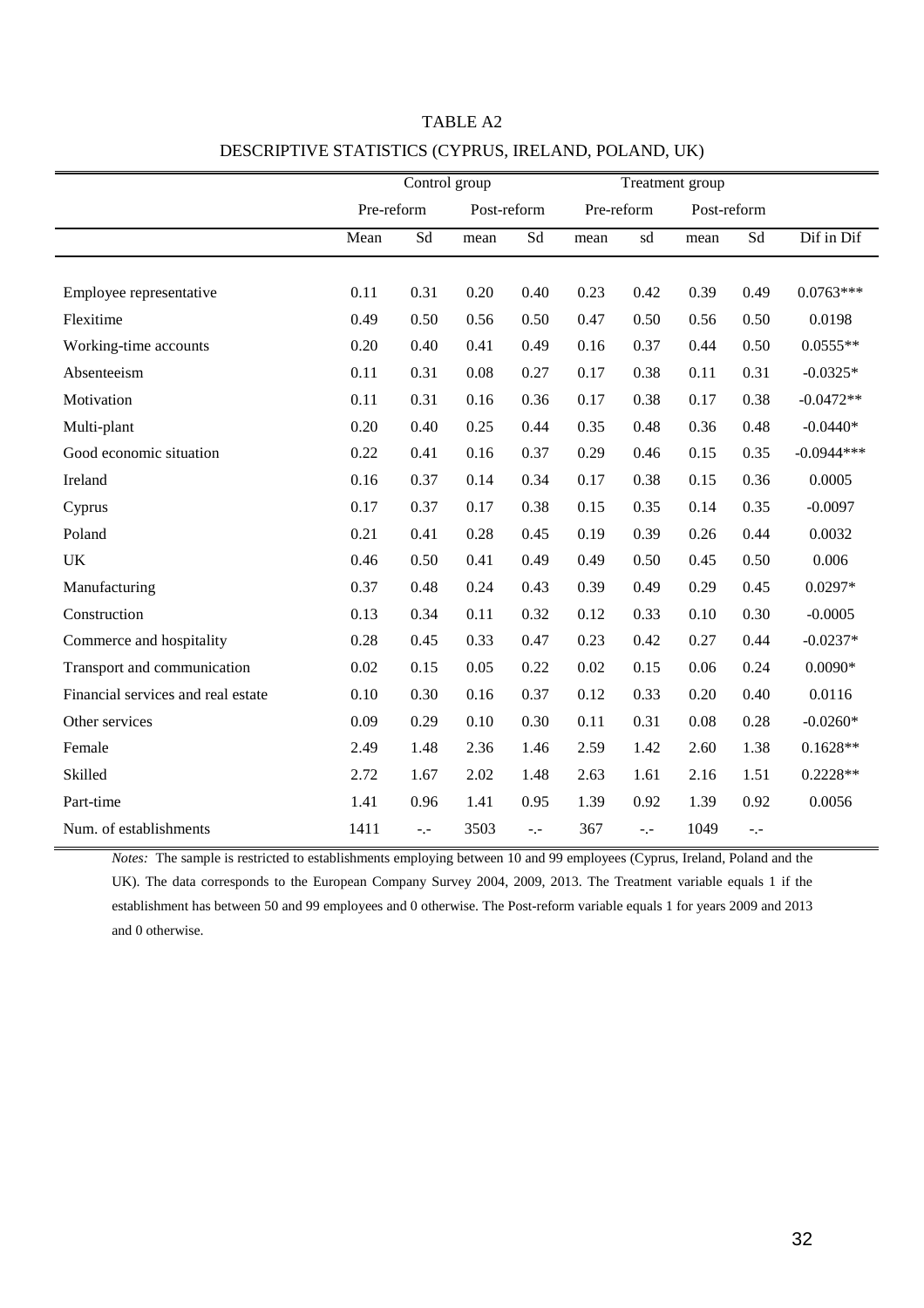TABLE A2

DESCRIPTIVE STATISTICS (CYPRUS, IRELAND, POLAND, UK)

| | Control group | | | | Treatment group | | | | |
|---|---|---|---|---|---|---|---|---|---|
| | Pre-reform | | Post-reform | | Pre-reform | | Post-reform | | |
| | Mean | Sd | mean | Sd | mean | sd | mean | Sd | Dif in Dif |
| Employee representative | 0.11 | 0.31 | 0.20 | 0.40 | 0.23 | 0.42 | 0.39 | 0.49 | 0.0763*** |
| Flexitime | 0.49 | 0.50 | 0.56 | 0.50 | 0.47 | 0.50 | 0.56 | 0.50 | 0.0198 |
| Working-time accounts | 0.20 | 0.40 | 0.41 | 0.49 | 0.16 | 0.37 | 0.44 | 0.50 | 0.0555** |
| Absenteeism | 0.11 | 0.31 | 0.08 | 0.27 | 0.17 | 0.38 | 0.11 | 0.31 | -0.0325* |
| Motivation | 0.11 | 0.31 | 0.16 | 0.36 | 0.17 | 0.38 | 0.17 | 0.38 | -0.0472** |
| Multi-plant | 0.20 | 0.40 | 0.25 | 0.44 | 0.35 | 0.48 | 0.36 | 0.48 | -0.0440* |
| Good economic situation | 0.22 | 0.41 | 0.16 | 0.37 | 0.29 | 0.46 | 0.15 | 0.35 | -0.0944*** |
| Ireland | 0.16 | 0.37 | 0.14 | 0.34 | 0.17 | 0.38 | 0.15 | 0.36 | 0.0005 |
| Cyprus | 0.17 | 0.37 | 0.17 | 0.38 | 0.15 | 0.35 | 0.14 | 0.35 | -0.0097 |
| Poland | 0.21 | 0.41 | 0.28 | 0.45 | 0.19 | 0.39 | 0.26 | 0.44 | 0.0032 |
| UK | 0.46 | 0.50 | 0.41 | 0.49 | 0.49 | 0.50 | 0.45 | 0.50 | 0.006 |
| Manufacturing | 0.37 | 0.48 | 0.24 | 0.43 | 0.39 | 0.49 | 0.29 | 0.45 | 0.0297* |
| Construction | 0.13 | 0.34 | 0.11 | 0.32 | 0.12 | 0.33 | 0.10 | 0.30 | -0.0005 |
| Commerce and hospitality | 0.28 | 0.45 | 0.33 | 0.47 | 0.23 | 0.42 | 0.27 | 0.44 | -0.0237* |
| Transport and communication | 0.02 | 0.15 | 0.05 | 0.22 | 0.02 | 0.15 | 0.06 | 0.24 | 0.0090* |
| Financial services and real estate | 0.10 | 0.30 | 0.16 | 0.37 | 0.12 | 0.33 | 0.20 | 0.40 | 0.0116 |
| Other services | 0.09 | 0.29 | 0.10 | 0.30 | 0.11 | 0.31 | 0.08 | 0.28 | -0.0260* |
| Female | 2.49 | 1.48 | 2.36 | 1.46 | 2.59 | 1.42 | 2.60 | 1.38 | 0.1628** |
| Skilled | 2.72 | 1.67 | 2.02 | 1.48 | 2.63 | 1.61 | 2.16 | 1.51 | 0.2228** |
| Part-time | 1.41 | 0.96 | 1.41 | 0.95 | 1.39 | 0.92 | 1.39 | 0.92 | 0.0056 |
| Num. of establishments | 1411 | -.- | 3503 | -.- | 367 | -.- | 1049 | -.- | |

*Notes:* The sample is restricted to establishments employing between 10 and 99 employees (Cyprus, Ireland, Poland and the UK). The data corresponds to the European Company Survey 2004, 2009, 2013. The Treatment variable equals 1 if the establishment has between 50 and 99 employees and 0 otherwise. The Post-reform variable equals 1 for years 2009 and 2013 and 0 otherwise.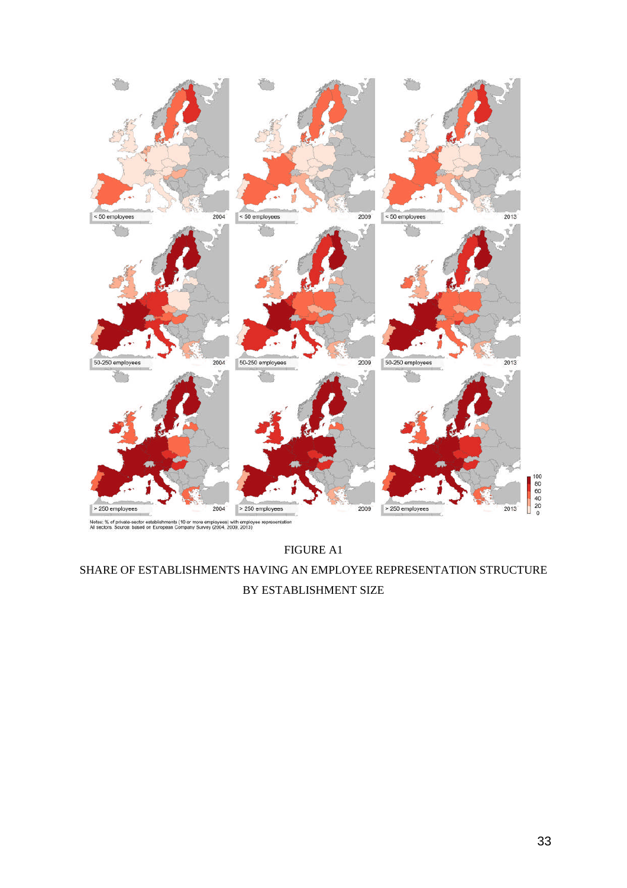Notes: % of private-sector establishments (10 or more employees) with employee representation
All sectors. Source: based on European Company Survey (2004, 2009, 2013)

FIGURE A1

SHARE OF ESTABLISHMENTS HAVING AN EMPLOYEE REPRESENTATION STRUCTURE BY ESTABLISHMENT SIZE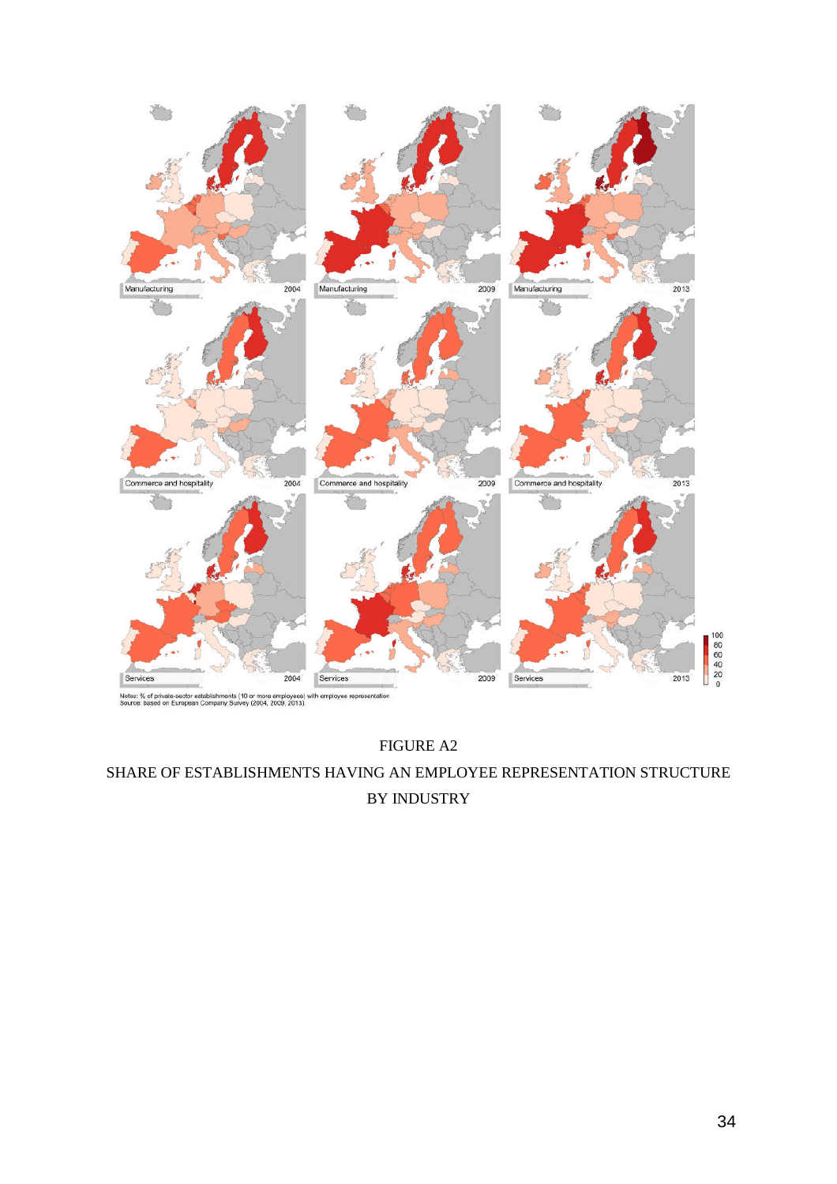Notes: % of private-sector establishments (10 or more employees) with employee representation
Source: based on European Company Survey (2004, 2009, 2013)

FIGURE A2

SHARE OF ESTABLISHMENTS HAVING AN EMPLOYEE REPRESENTATION STRUCTURE BY INDUSTRY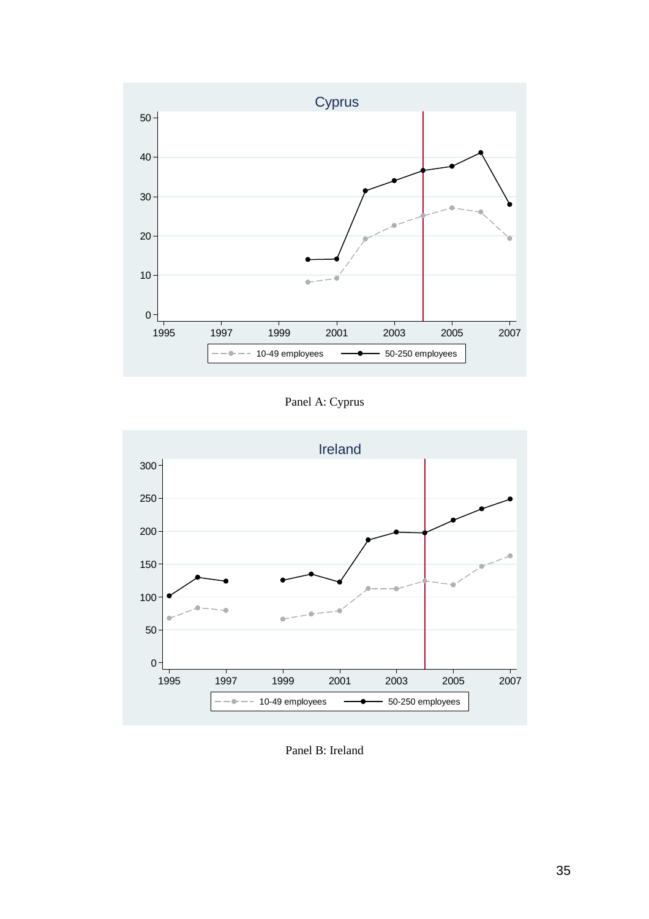Panel A: Cyprus

Panel B: Ireland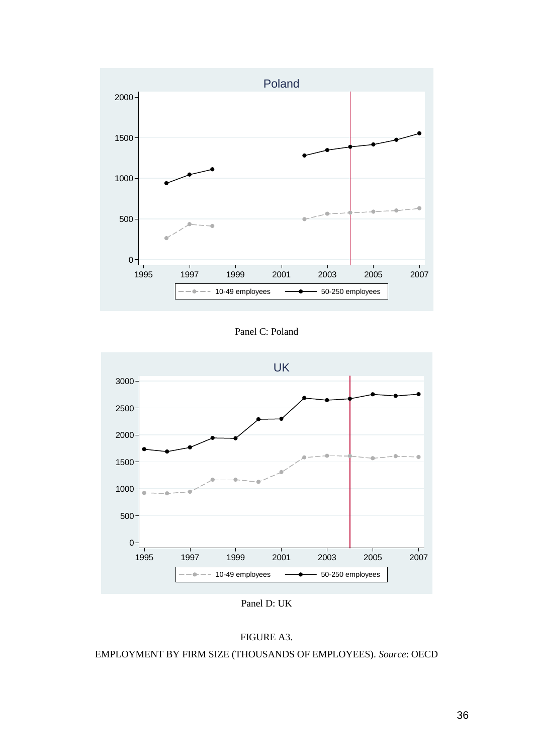Poland

2000
1500
1000
500
0

1995 1997 1999 2001 2003 2005 2007

10-49 employees 50-250 employees

Panel C: Poland

UK

3000
2500
2000
1500
1000
500
0

1995 1997 1999 2001 2003 2005 2007

10-49 employees 50-250 employees

Panel D: UK

FIGURE A3.

EMPLOYMENT BY FIRM SIZE (THOUSANDS OF EMPLOYEES). *Source*: OECD